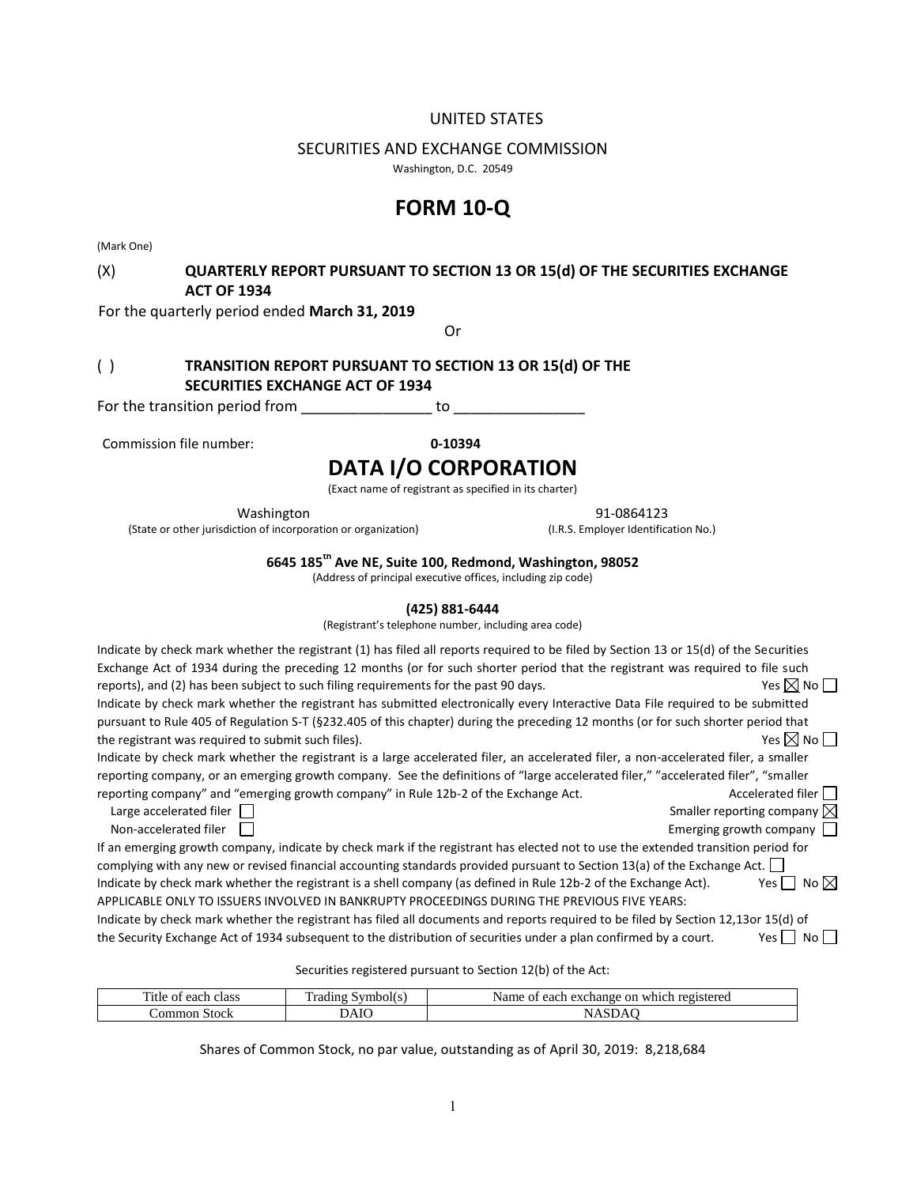UNITED STATES

SECURITIES AND EXCHANGE COMMISSION

Washington, D.C. 20549

# FORM 10-Q

(Mark One)

(X) **QUARTERLY REPORT PURSUANT TO SECTION 13 OR 15(d) OF THE SECURITIES EXCHANGE ACT OF 1934**

For the quarterly period ended **March 31, 2019**

Or

( ) **TRANSITION REPORT PURSUANT TO SECTION 13 OR 15(d) OF THE SECURITIES EXCHANGE ACT OF 1934**

For the transition period from ________________ to ________________

Commission file number: **0-10394**

# DATA I/O CORPORATION

(Exact name of registrant as specified in its charter)

| Washington | 91-0864123 |
|---|---|
| (State or other jurisdiction of incorporation or organization) | (I.R.S. Employer Identification No.) |

**6645 185th Ave NE, Suite 100, Redmond, Washington, 98052**

(Address of principal executive offices, including zip code)

**(425) 881-6444**

(Registrant's telephone number, including area code)

Indicate by check mark whether the registrant (1) has filed all reports required to be filed by Section 13 or 15(d) of the Securities Exchange Act of 1934 during the preceding 12 months (or for such shorter period that the registrant was required to file such reports), and (2) has been subject to such filing requirements for the past 90 days. Yes ☒ No ☐

Indicate by check mark whether the registrant has submitted electronically every Interactive Data File required to be submitted pursuant to Rule 405 of Regulation S-T (§232.405 of this chapter) during the preceding 12 months (or for such shorter period that the registrant was required to submit such files). Yes ☒ No ☐

Indicate by check mark whether the registrant is a large accelerated filer, an accelerated filer, a non-accelerated filer, a smaller reporting company, or an emerging growth company. See the definitions of "large accelerated filer," "accelerated filer", "smaller reporting company" and "emerging growth company" in Rule 12b-2 of the Exchange Act.

Accelerated filer ☐

Large accelerated filer ☐ Smaller reporting company ☒

Non-accelerated filer ☐ Emerging growth company ☐

If an emerging growth company, indicate by check mark if the registrant has elected not to use the extended transition period for complying with any new or revised financial accounting standards provided pursuant to Section 13(a) of the Exchange Act. ☐

Indicate by check mark whether the registrant is a shell company (as defined in Rule 12b-2 of the Exchange Act). Yes ☐ No ☒

APPLICABLE ONLY TO ISSUERS INVOLVED IN BANKRUPTCY PROCEEDINGS DURING THE PREVIOUS FIVE YEARS:

Indicate by check mark whether the registrant has filed all documents and reports required to be filed by Section 12,13or 15(d) of the Security Exchange Act of 1934 subsequent to the distribution of securities under a plan confirmed by a court. Yes ☐ No ☐

Securities registered pursuant to Section 12(b) of the Act:

| Title of each class | Trading Symbol(s) | Name of each exchange on which registered |
|---|---|---|
| Common Stock | DAIO | NASDAQ |

Shares of Common Stock, no par value, outstanding as of April 30, 2019: 8,218,684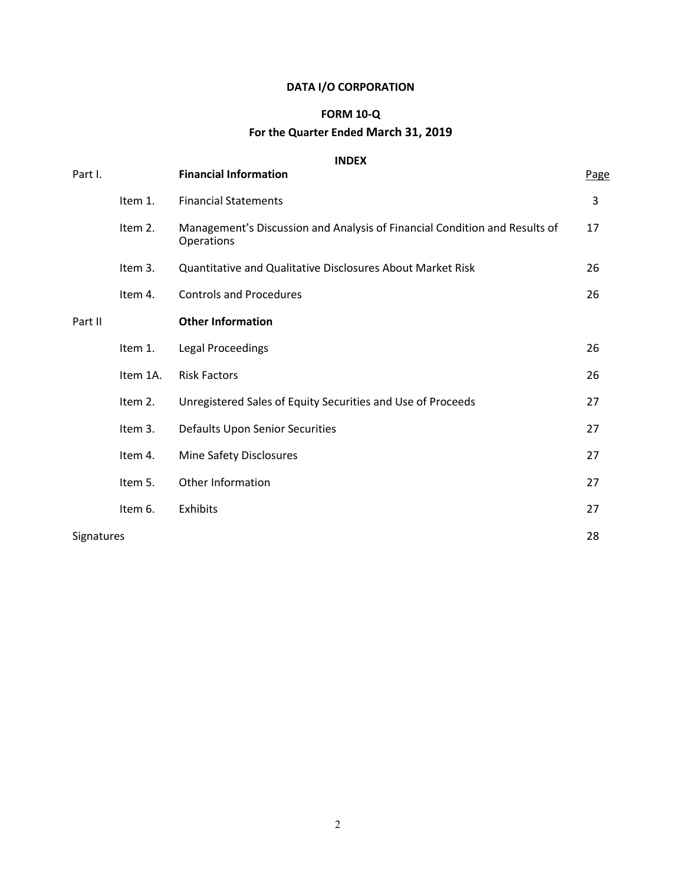# DATA I/O CORPORATION

## FORM 10-Q

## For the Quarter Ended March 31, 2019

### INDEX

| Part I. | | **Financial Information** | Page |
|---|---|---|---|
| | Item 1. | Financial Statements | 3 |
| | Item 2. | Management's Discussion and Analysis of Financial Condition and Results of Operations | 17 |
| | Item 3. | Quantitative and Qualitative Disclosures About Market Risk | 26 |
| | Item 4. | Controls and Procedures | 26 |
| Part II | | **Other Information** | |
| | Item 1. | Legal Proceedings | 26 |
| | Item 1A. | Risk Factors | 26 |
| | Item 2. | Unregistered Sales of Equity Securities and Use of Proceeds | 27 |
| | Item 3. | Defaults Upon Senior Securities | 27 |
| | Item 4. | Mine Safety Disclosures | 27 |
| | Item 5. | Other Information | 27 |
| | Item 6. | Exhibits | 27 |
| Signatures | | | 28 |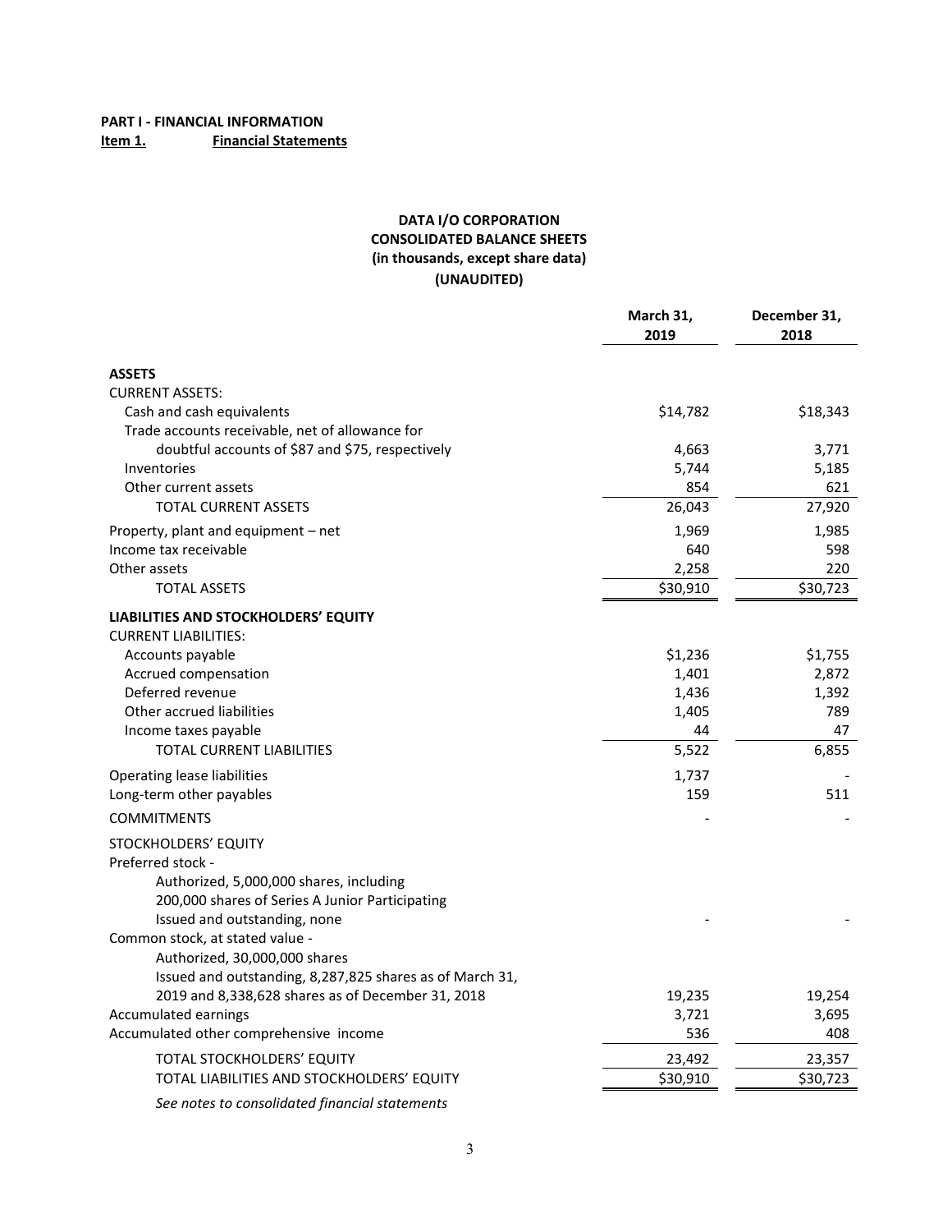**PART I - FINANCIAL INFORMATION**

**Item 1. Financial Statements**

**DATA I/O CORPORATION**
**CONSOLIDATED BALANCE SHEETS**
**(in thousands, except share data)**
**(UNAUDITED)**

| | March 31, 2019 | December 31, 2018 |
|---|---|---|
| **ASSETS** | | |
| CURRENT ASSETS: | | |
| Cash and cash equivalents | $14,782 | $18,343 |
| Trade accounts receivable, net of allowance for doubtful accounts of $87 and $75, respectively | 4,663 | 3,771 |
| Inventories | 5,744 | 5,185 |
| Other current assets | 854 | 621 |
| TOTAL CURRENT ASSETS | 26,043 | 27,920 |
| Property, plant and equipment – net | 1,969 | 1,985 |
| Income tax receivable | 640 | 598 |
| Other assets | 2,258 | 220 |
| TOTAL ASSETS | $30,910 | $30,723 |
| **LIABILITIES AND STOCKHOLDERS' EQUITY** | | |
| CURRENT LIABILITIES: | | |
| Accounts payable | $1,236 | $1,755 |
| Accrued compensation | 1,401 | 2,872 |
| Deferred revenue | 1,436 | 1,392 |
| Other accrued liabilities | 1,405 | 789 |
| Income taxes payable | 44 | 47 |
| TOTAL CURRENT LIABILITIES | 5,522 | 6,855 |
| Operating lease liabilities | 1,737 | - |
| Long-term other payables | 159 | 511 |
| COMMITMENTS | - | - |
| STOCKHOLDERS' EQUITY | | |
| Preferred stock - Authorized, 5,000,000 shares, including 200,000 shares of Series A Junior Participating Issued and outstanding, none | - | - |
| Common stock, at stated value - Authorized, 30,000,000 shares Issued and outstanding, 8,287,825 shares as of March 31, 2019 and 8,338,628 shares as of December 31, 2018 | 19,235 | 19,254 |
| Accumulated earnings | 3,721 | 3,695 |
| Accumulated other comprehensive income | 536 | 408 |
| TOTAL STOCKHOLDERS' EQUITY | 23,492 | 23,357 |
| TOTAL LIABILITIES AND STOCKHOLDERS' EQUITY | $30,910 | $30,723 |

*See notes to consolidated financial statements*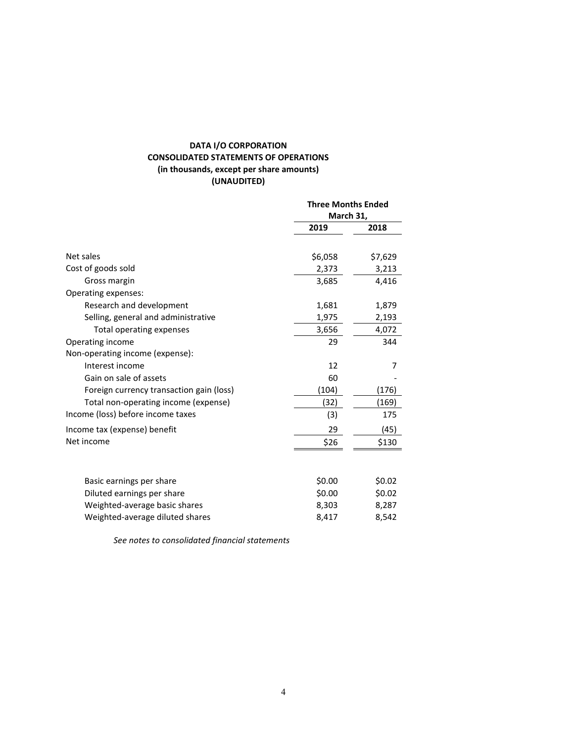**DATA I/O CORPORATION**
**CONSOLIDATED STATEMENTS OF OPERATIONS**
**(in thousands, except per share amounts)**
**(UNAUDITED)**

| | Three Months Ended March 31, | |
|---|---|---|
| | 2019 | 2018 |
| Net sales | $6,058 | $7,629 |
| Cost of goods sold | 2,373 | 3,213 |
| Gross margin | 3,685 | 4,416 |
| Operating expenses: | | |
| Research and development | 1,681 | 1,879 |
| Selling, general and administrative | 1,975 | 2,193 |
| Total operating expenses | 3,656 | 4,072 |
| Operating income | 29 | 344 |
| Non-operating income (expense): | | |
| Interest income | 12 | 7 |
| Gain on sale of assets | 60 | - |
| Foreign currency transaction gain (loss) | (104) | (176) |
| Total non-operating income (expense) | (32) | (169) |
| Income (loss) before income taxes | (3) | 175 |
| Income tax (expense) benefit | 29 | (45) |
| Net income | $26 | $130 |
| | | |
| Basic earnings per share | $0.00 | $0.02 |
| Diluted earnings per share | $0.00 | $0.02 |
| Weighted-average basic shares | 8,303 | 8,287 |
| Weighted-average diluted shares | 8,417 | 8,542 |

*See notes to consolidated financial statements*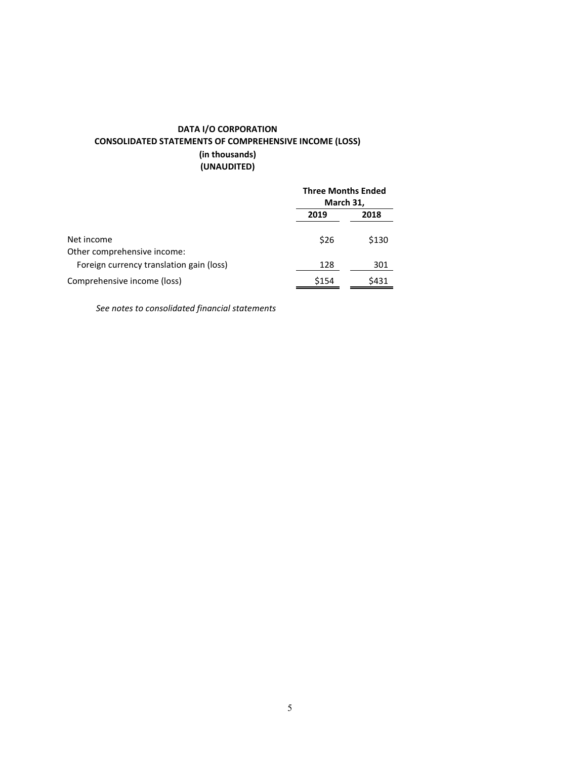**DATA I/O CORPORATION**
**CONSOLIDATED STATEMENTS OF COMPREHENSIVE INCOME (LOSS)**
**(in thousands)**
**(UNAUDITED)**

| | Three Months Ended March 31, | |
|---|---|---|
| | 2019 | 2018 |
| Net income | $26 | $130 |
| Other comprehensive income: | | |
| Foreign currency translation gain (loss) | 128 | 301 |
| Comprehensive income (loss) | $154 | $431 |

*See notes to consolidated financial statements*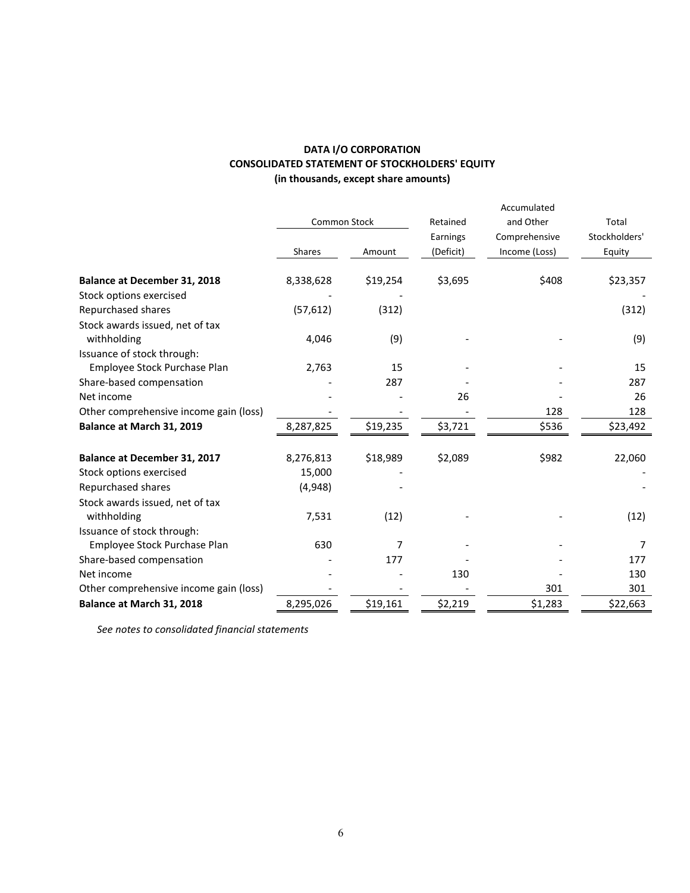**DATA I/O CORPORATION**
**CONSOLIDATED STATEMENT OF STOCKHOLDERS' EQUITY**
**(in thousands, except share amounts)**

| | Common Stock | | Retained Earnings (Deficit) | Accumulated and Other Comprehensive Income (Loss) | Total Stockholders' Equity |
|---|---|---|---|---|---|
| | Shares | Amount | | | |
| **Balance at December 31, 2018** | 8,338,628 | $19,254 | $3,695 | $408 | $23,357 |
| Stock options exercised | - | - | | | - |
| Repurchased shares | (57,612) | (312) | | | (312) |
| Stock awards issued, net of tax withholding | 4,046 | (9) | - | - | (9) |
| Issuance of stock through: Employee Stock Purchase Plan | 2,763 | 15 | - | - | 15 |
| Share-based compensation | - | 287 | - | - | 287 |
| Net income | - | - | 26 | - | 26 |
| Other comprehensive income gain (loss) | - | - | - | 128 | 128 |
| **Balance at March 31, 2019** | 8,287,825 | $19,235 | $3,721 | $536 | $23,492 |
| | | | | | |
| **Balance at December 31, 2017** | 8,276,813 | $18,989 | $2,089 | $982 | 22,060 |
| Stock options exercised | 15,000 | - | | | - |
| Repurchased shares | (4,948) | - | | | - |
| Stock awards issued, net of tax withholding | 7,531 | (12) | - | - | (12) |
| Issuance of stock through: Employee Stock Purchase Plan | 630 | 7 | - | - | 7 |
| Share-based compensation | - | 177 | - | - | 177 |
| Net income | - | - | 130 | - | 130 |
| Other comprehensive income gain (loss) | - | - | - | 301 | 301 |
| **Balance at March 31, 2018** | 8,295,026 | $19,161 | $2,219 | $1,283 | $22,663 |

*See notes to consolidated financial statements*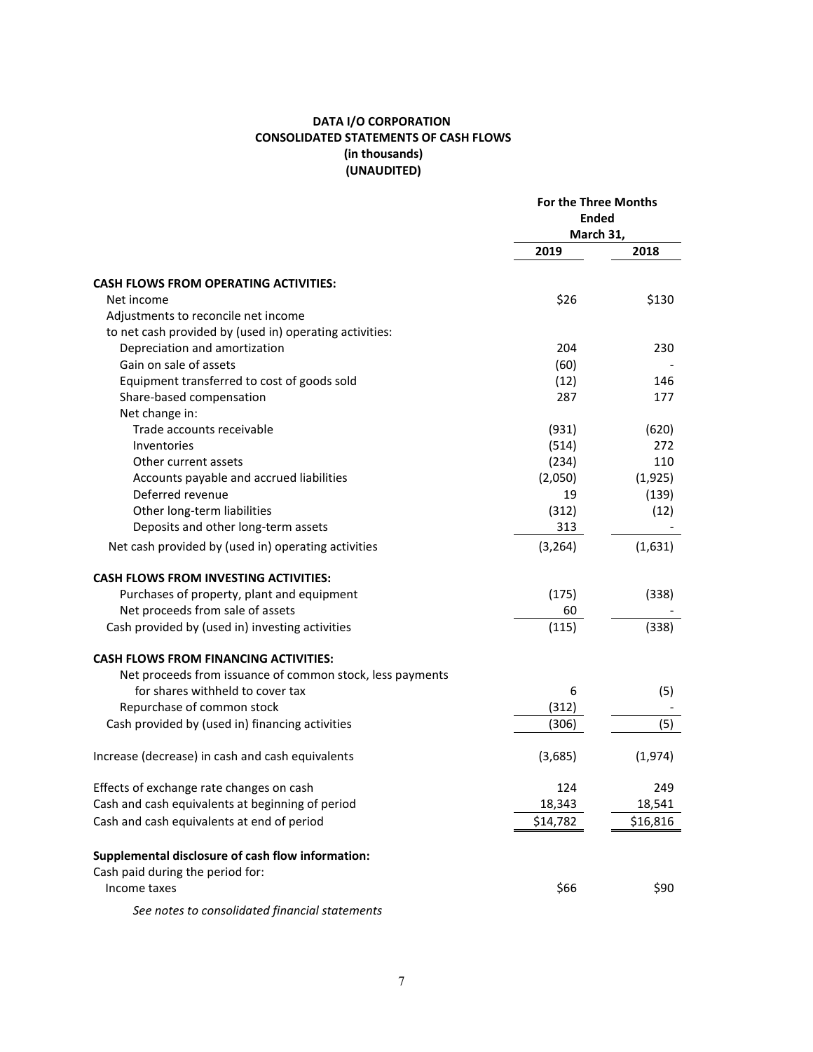**DATA I/O CORPORATION**
**CONSOLIDATED STATEMENTS OF CASH FLOWS**
**(in thousands)**
**(UNAUDITED)**

| | For the Three Months Ended March 31, | |
|---|---|---|
| | 2019 | 2018 |
| **CASH FLOWS FROM OPERATING ACTIVITIES:** | | |
| Net income | $26 | $130 |
| Adjustments to reconcile net income to net cash provided by (used in) operating activities: | | |
| Depreciation and amortization | 204 | 230 |
| Gain on sale of assets | (60) | - |
| Equipment transferred to cost of goods sold | (12) | 146 |
| Share-based compensation | 287 | 177 |
| Net change in: | | |
| Trade accounts receivable | (931) | (620) |
| Inventories | (514) | 272 |
| Other current assets | (234) | 110 |
| Accounts payable and accrued liabilities | (2,050) | (1,925) |
| Deferred revenue | 19 | (139) |
| Other long-term liabilities | (312) | (12) |
| Deposits and other long-term assets | 313 | - |
| Net cash provided by (used in) operating activities | (3,264) | (1,631) |
| **CASH FLOWS FROM INVESTING ACTIVITIES:** | | |
| Purchases of property, plant and equipment | (175) | (338) |
| Net proceeds from sale of assets | 60 | - |
| Cash provided by (used in) investing activities | (115) | (338) |
| **CASH FLOWS FROM FINANCING ACTIVITIES:** | | |
| Net proceeds from issuance of common stock, less payments for shares withheld to cover tax | 6 | (5) |
| Repurchase of common stock | (312) | - |
| Cash provided by (used in) financing activities | (306) | (5) |
| Increase (decrease) in cash and cash equivalents | (3,685) | (1,974) |
| Effects of exchange rate changes on cash | 124 | 249 |
| Cash and cash equivalents at beginning of period | 18,343 | 18,541 |
| Cash and cash equivalents at end of period | $14,782 | $16,816 |
| **Supplemental disclosure of cash flow information:** | | |
| Cash paid during the period for: | | |
| Income taxes | $66 | $90 |

*See notes to consolidated financial statements*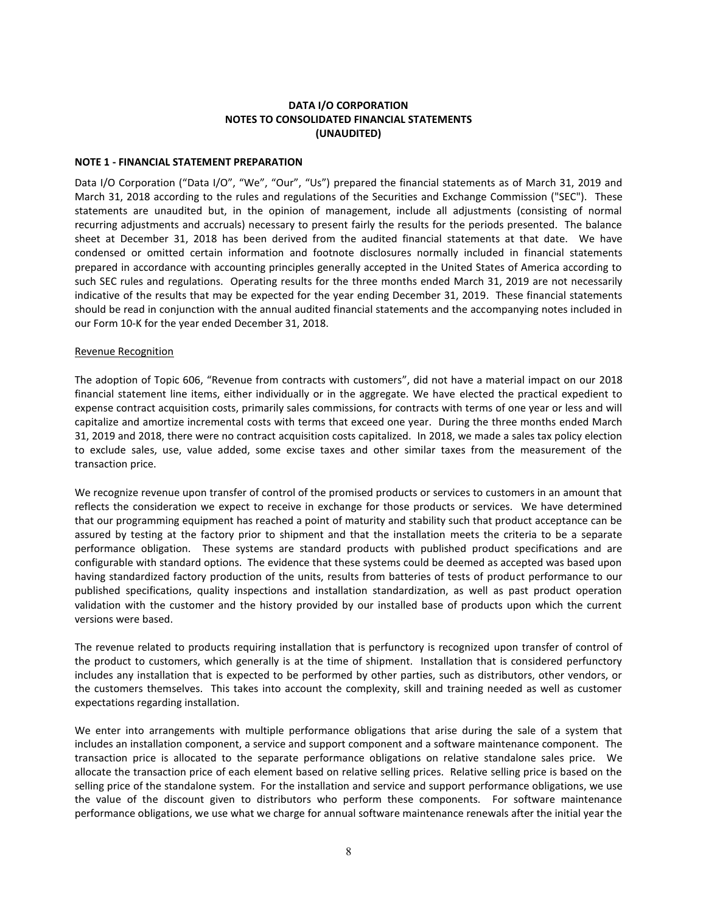**DATA I/O CORPORATION**
**NOTES TO CONSOLIDATED FINANCIAL STATEMENTS**
**(UNAUDITED)**

**NOTE 1 - FINANCIAL STATEMENT PREPARATION**

Data I/O Corporation ("Data I/O", "We", "Our", "Us") prepared the financial statements as of March 31, 2019 and March 31, 2018 according to the rules and regulations of the Securities and Exchange Commission ("SEC"). These statements are unaudited but, in the opinion of management, include all adjustments (consisting of normal recurring adjustments and accruals) necessary to present fairly the results for the periods presented. The balance sheet at December 31, 2018 has been derived from the audited financial statements at that date. We have condensed or omitted certain information and footnote disclosures normally included in financial statements prepared in accordance with accounting principles generally accepted in the United States of America according to such SEC rules and regulations. Operating results for the three months ended March 31, 2019 are not necessarily indicative of the results that may be expected for the year ending December 31, 2019. These financial statements should be read in conjunction with the annual audited financial statements and the accompanying notes included in our Form 10-K for the year ended December 31, 2018.

Revenue Recognition

The adoption of Topic 606, "Revenue from contracts with customers", did not have a material impact on our 2018 financial statement line items, either individually or in the aggregate. We have elected the practical expedient to expense contract acquisition costs, primarily sales commissions, for contracts with terms of one year or less and will capitalize and amortize incremental costs with terms that exceed one year. During the three months ended March 31, 2019 and 2018, there were no contract acquisition costs capitalized. In 2018, we made a sales tax policy election to exclude sales, use, value added, some excise taxes and other similar taxes from the measurement of the transaction price.

We recognize revenue upon transfer of control of the promised products or services to customers in an amount that reflects the consideration we expect to receive in exchange for those products or services. We have determined that our programming equipment has reached a point of maturity and stability such that product acceptance can be assured by testing at the factory prior to shipment and that the installation meets the criteria to be a separate performance obligation. These systems are standard products with published product specifications and are configurable with standard options. The evidence that these systems could be deemed as accepted was based upon having standardized factory production of the units, results from batteries of tests of product performance to our published specifications, quality inspections and installation standardization, as well as past product operation validation with the customer and the history provided by our installed base of products upon which the current versions were based.

The revenue related to products requiring installation that is perfunctory is recognized upon transfer of control of the product to customers, which generally is at the time of shipment. Installation that is considered perfunctory includes any installation that is expected to be performed by other parties, such as distributors, other vendors, or the customers themselves. This takes into account the complexity, skill and training needed as well as customer expectations regarding installation.

We enter into arrangements with multiple performance obligations that arise during the sale of a system that includes an installation component, a service and support component and a software maintenance component. The transaction price is allocated to the separate performance obligations on relative standalone sales price. We allocate the transaction price of each element based on relative selling prices. Relative selling price is based on the selling price of the standalone system. For the installation and service and support performance obligations, we use the value of the discount given to distributors who perform these components. For software maintenance performance obligations, we use what we charge for annual software maintenance renewals after the initial year the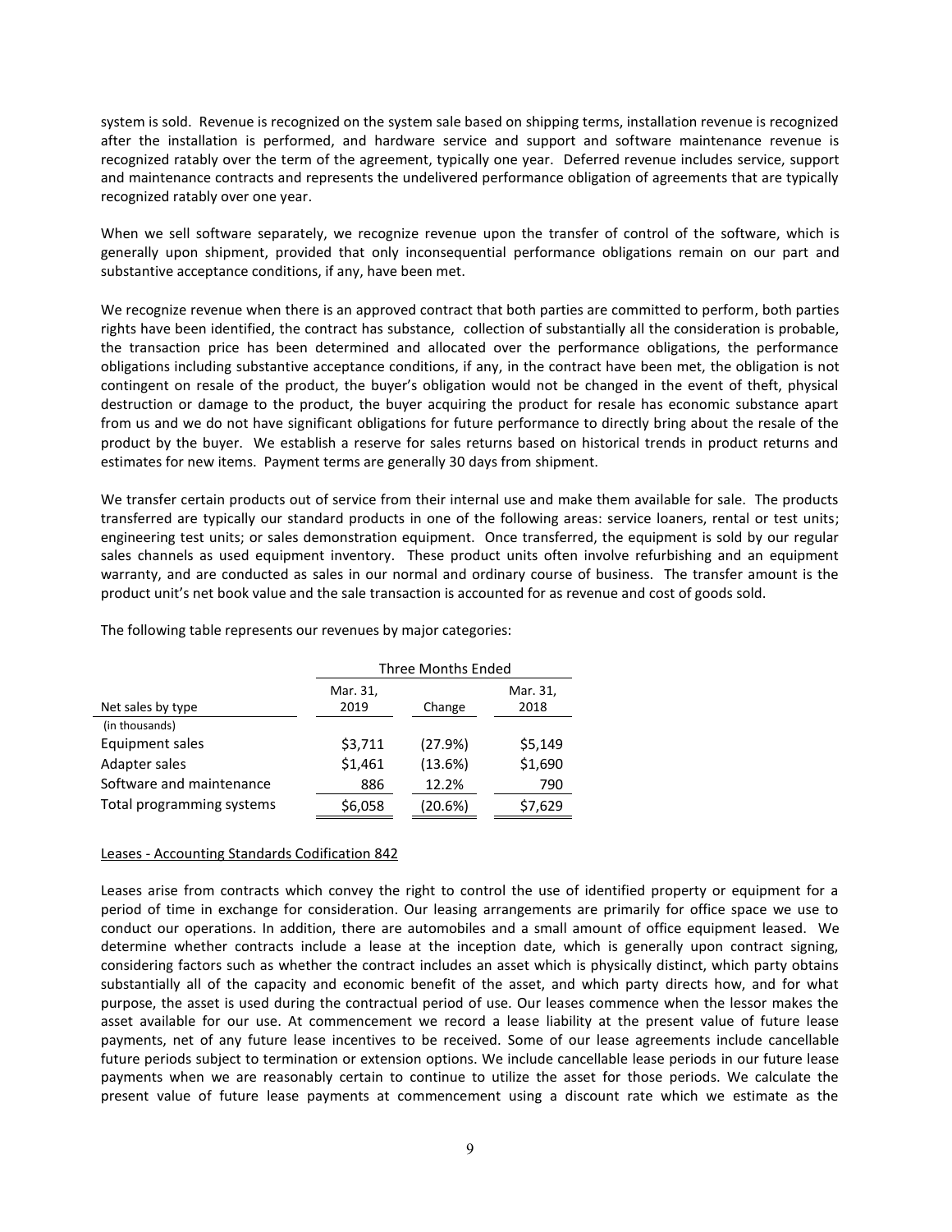system is sold. Revenue is recognized on the system sale based on shipping terms, installation revenue is recognized after the installation is performed, and hardware service and support and software maintenance revenue is recognized ratably over the term of the agreement, typically one year. Deferred revenue includes service, support and maintenance contracts and represents the undelivered performance obligation of agreements that are typically recognized ratably over one year.

When we sell software separately, we recognize revenue upon the transfer of control of the software, which is generally upon shipment, provided that only inconsequential performance obligations remain on our part and substantive acceptance conditions, if any, have been met.

We recognize revenue when there is an approved contract that both parties are committed to perform, both parties rights have been identified, the contract has substance, collection of substantially all the consideration is probable, the transaction price has been determined and allocated over the performance obligations, the performance obligations including substantive acceptance conditions, if any, in the contract have been met, the obligation is not contingent on resale of the product, the buyer's obligation would not be changed in the event of theft, physical destruction or damage to the product, the buyer acquiring the product for resale has economic substance apart from us and we do not have significant obligations for future performance to directly bring about the resale of the product by the buyer. We establish a reserve for sales returns based on historical trends in product returns and estimates for new items. Payment terms are generally 30 days from shipment.

We transfer certain products out of service from their internal use and make them available for sale. The products transferred are typically our standard products in one of the following areas: service loaners, rental or test units; engineering test units; or sales demonstration equipment. Once transferred, the equipment is sold by our regular sales channels as used equipment inventory. These product units often involve refurbishing and an equipment warranty, and are conducted as sales in our normal and ordinary course of business. The transfer amount is the product unit's net book value and the sale transaction is accounted for as revenue and cost of goods sold.

The following table represents our revenues by major categories:

| | Three Months Ended | | |
|---|---|---|---|
| Net sales by type | Mar. 31, 2019 | Change | Mar. 31, 2018 |
| (in thousands) | | | |
| Equipment sales | $3,711 | (27.9%) | $5,149 |
| Adapter sales | $1,461 | (13.6%) | $1,690 |
| Software and maintenance | 886 | 12.2% | 790 |
| Total programming systems | $6,058 | (20.6%) | $7,629 |

Leases - Accounting Standards Codification 842

Leases arise from contracts which convey the right to control the use of identified property or equipment for a period of time in exchange for consideration. Our leasing arrangements are primarily for office space we use to conduct our operations. In addition, there are automobiles and a small amount of office equipment leased. We determine whether contracts include a lease at the inception date, which is generally upon contract signing, considering factors such as whether the contract includes an asset which is physically distinct, which party obtains substantially all of the capacity and economic benefit of the asset, and which party directs how, and for what purpose, the asset is used during the contractual period of use. Our leases commence when the lessor makes the asset available for our use. At commencement we record a lease liability at the present value of future lease payments, net of any future lease incentives to be received. Some of our lease agreements include cancellable future periods subject to termination or extension options. We include cancellable lease periods in our future lease payments when we are reasonably certain to continue to utilize the asset for those periods. We calculate the present value of future lease payments at commencement using a discount rate which we estimate as the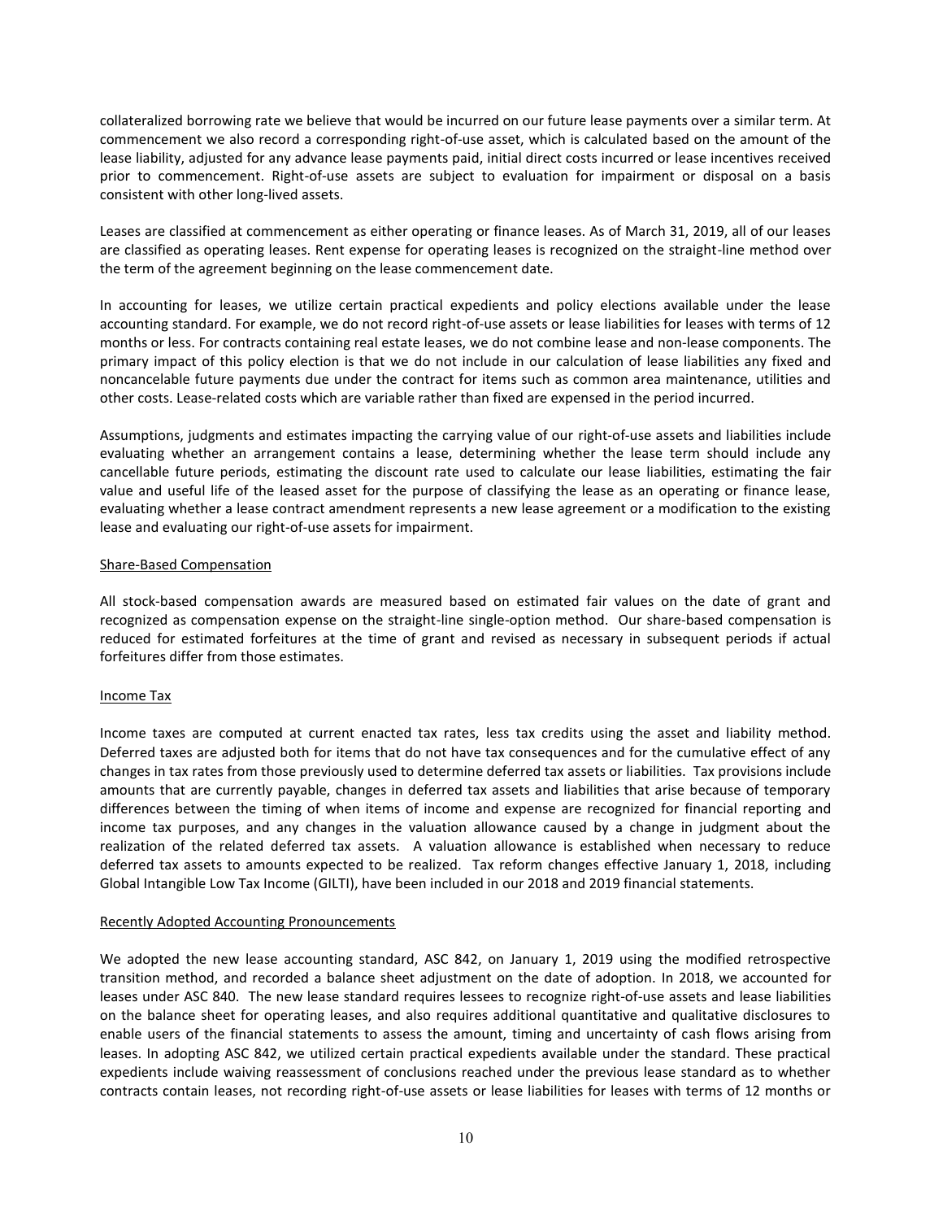collateralized borrowing rate we believe that would be incurred on our future lease payments over a similar term. At commencement we also record a corresponding right-of-use asset, which is calculated based on the amount of the lease liability, adjusted for any advance lease payments paid, initial direct costs incurred or lease incentives received prior to commencement. Right-of-use assets are subject to evaluation for impairment or disposal on a basis consistent with other long-lived assets.

Leases are classified at commencement as either operating or finance leases. As of March 31, 2019, all of our leases are classified as operating leases. Rent expense for operating leases is recognized on the straight-line method over the term of the agreement beginning on the lease commencement date.

In accounting for leases, we utilize certain practical expedients and policy elections available under the lease accounting standard. For example, we do not record right-of-use assets or lease liabilities for leases with terms of 12 months or less. For contracts containing real estate leases, we do not combine lease and non-lease components. The primary impact of this policy election is that we do not include in our calculation of lease liabilities any fixed and noncancelable future payments due under the contract for items such as common area maintenance, utilities and other costs. Lease-related costs which are variable rather than fixed are expensed in the period incurred.

Assumptions, judgments and estimates impacting the carrying value of our right-of-use assets and liabilities include evaluating whether an arrangement contains a lease, determining whether the lease term should include any cancellable future periods, estimating the discount rate used to calculate our lease liabilities, estimating the fair value and useful life of the leased asset for the purpose of classifying the lease as an operating or finance lease, evaluating whether a lease contract amendment represents a new lease agreement or a modification to the existing lease and evaluating our right-of-use assets for impairment.

Share-Based Compensation

All stock-based compensation awards are measured based on estimated fair values on the date of grant and recognized as compensation expense on the straight-line single-option method. Our share-based compensation is reduced for estimated forfeitures at the time of grant and revised as necessary in subsequent periods if actual forfeitures differ from those estimates.

Income Tax

Income taxes are computed at current enacted tax rates, less tax credits using the asset and liability method. Deferred taxes are adjusted both for items that do not have tax consequences and for the cumulative effect of any changes in tax rates from those previously used to determine deferred tax assets or liabilities. Tax provisions include amounts that are currently payable, changes in deferred tax assets and liabilities that arise because of temporary differences between the timing of when items of income and expense are recognized for financial reporting and income tax purposes, and any changes in the valuation allowance caused by a change in judgment about the realization of the related deferred tax assets. A valuation allowance is established when necessary to reduce deferred tax assets to amounts expected to be realized. Tax reform changes effective January 1, 2018, including Global Intangible Low Tax Income (GILTI), have been included in our 2018 and 2019 financial statements.

Recently Adopted Accounting Pronouncements

We adopted the new lease accounting standard, ASC 842, on January 1, 2019 using the modified retrospective transition method, and recorded a balance sheet adjustment on the date of adoption. In 2018, we accounted for leases under ASC 840. The new lease standard requires lessees to recognize right-of-use assets and lease liabilities on the balance sheet for operating leases, and also requires additional quantitative and qualitative disclosures to enable users of the financial statements to assess the amount, timing and uncertainty of cash flows arising from leases. In adopting ASC 842, we utilized certain practical expedients available under the standard. These practical expedients include waiving reassessment of conclusions reached under the previous lease standard as to whether contracts contain leases, not recording right-of-use assets or lease liabilities for leases with terms of 12 months or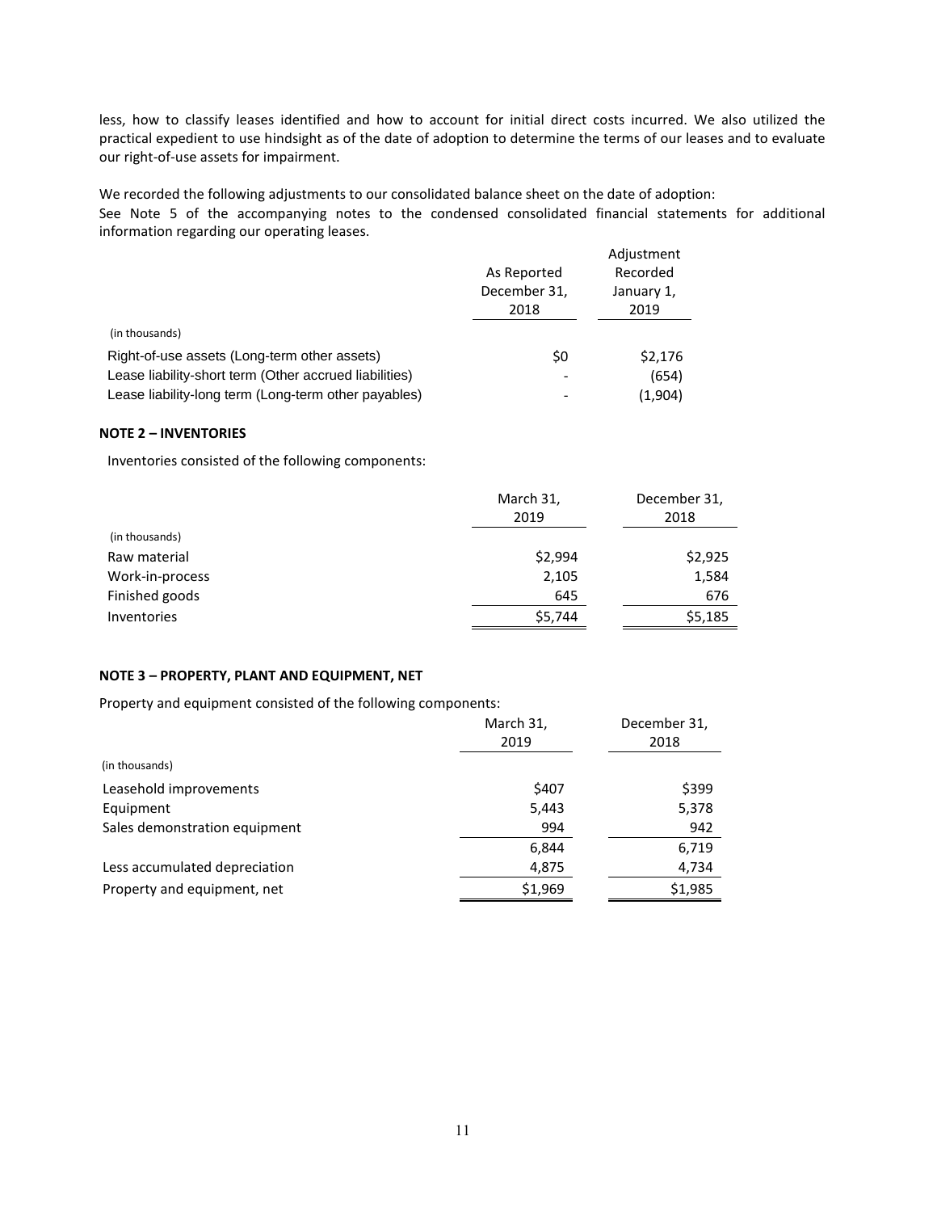less, how to classify leases identified and how to account for initial direct costs incurred. We also utilized the practical expedient to use hindsight as of the date of adoption to determine the terms of our leases and to evaluate our right-of-use assets for impairment.

We recorded the following adjustments to our consolidated balance sheet on the date of adoption:
See Note 5 of the accompanying notes to the condensed consolidated financial statements for additional information regarding our operating leases.

| | As Reported December 31, 2018 | Adjustment Recorded January 1, 2019 |
|---|---|---|
| (in thousands) | | |
| Right-of-use assets (Long-term other assets) | $0 | $2,176 |
| Lease liability-short term (Other accrued liabilities) | - | (654) |
| Lease liability-long term (Long-term other payables) | - | (1,904) |

**NOTE 2 – INVENTORIES**

Inventories consisted of the following components:

| | March 31, 2019 | December 31, 2018 |
|---|---|---|
| (in thousands) | | |
| Raw material | $2,994 | $2,925 |
| Work-in-process | 2,105 | 1,584 |
| Finished goods | 645 | 676 |
| Inventories | $5,744 | $5,185 |

**NOTE 3 – PROPERTY, PLANT AND EQUIPMENT, NET**

Property and equipment consisted of the following components:

| | March 31, 2019 | December 31, 2018 |
|---|---|---|
| (in thousands) | | |
| Leasehold improvements | $407 | $399 |
| Equipment | 5,443 | 5,378 |
| Sales demonstration equipment | 994 | 942 |
| | 6,844 | 6,719 |
| Less accumulated depreciation | 4,875 | 4,734 |
| Property and equipment, net | $1,969 | $1,985 |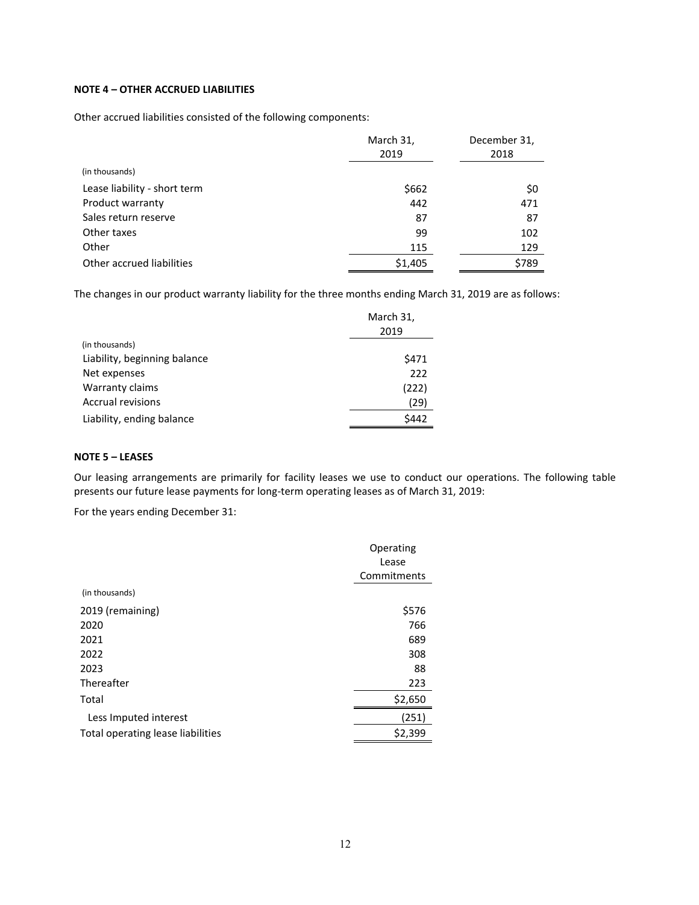**NOTE 4 – OTHER ACCRUED LIABILITIES**

Other accrued liabilities consisted of the following components:

| | March 31, 2019 | December 31, 2018 |
|---|---|---|
| (in thousands) | | |
| Lease liability - short term | $662 | $0 |
| Product warranty | 442 | 471 |
| Sales return reserve | 87 | 87 |
| Other taxes | 99 | 102 |
| Other | 115 | 129 |
| Other accrued liabilities | $1,405 | $789 |

The changes in our product warranty liability for the three months ending March 31, 2019 are as follows:

| | March 31, 2019 |
|---|---|
| (in thousands) | |
| Liability, beginning balance | $471 |
| Net expenses | 222 |
| Warranty claims | (222) |
| Accrual revisions | (29) |
| Liability, ending balance | $442 |

**NOTE 5 – LEASES**

Our leasing arrangements are primarily for facility leases we use to conduct our operations. The following table presents our future lease payments for long-term operating leases as of March 31, 2019:

For the years ending December 31:

| | Operating Lease Commitments |
|---|---|
| (in thousands) | |
| 2019 (remaining) | $576 |
| 2020 | 766 |
| 2021 | 689 |
| 2022 | 308 |
| 2023 | 88 |
| Thereafter | 223 |
| Total | $2,650 |
| Less Imputed interest | (251) |
| Total operating lease liabilities | $2,399 |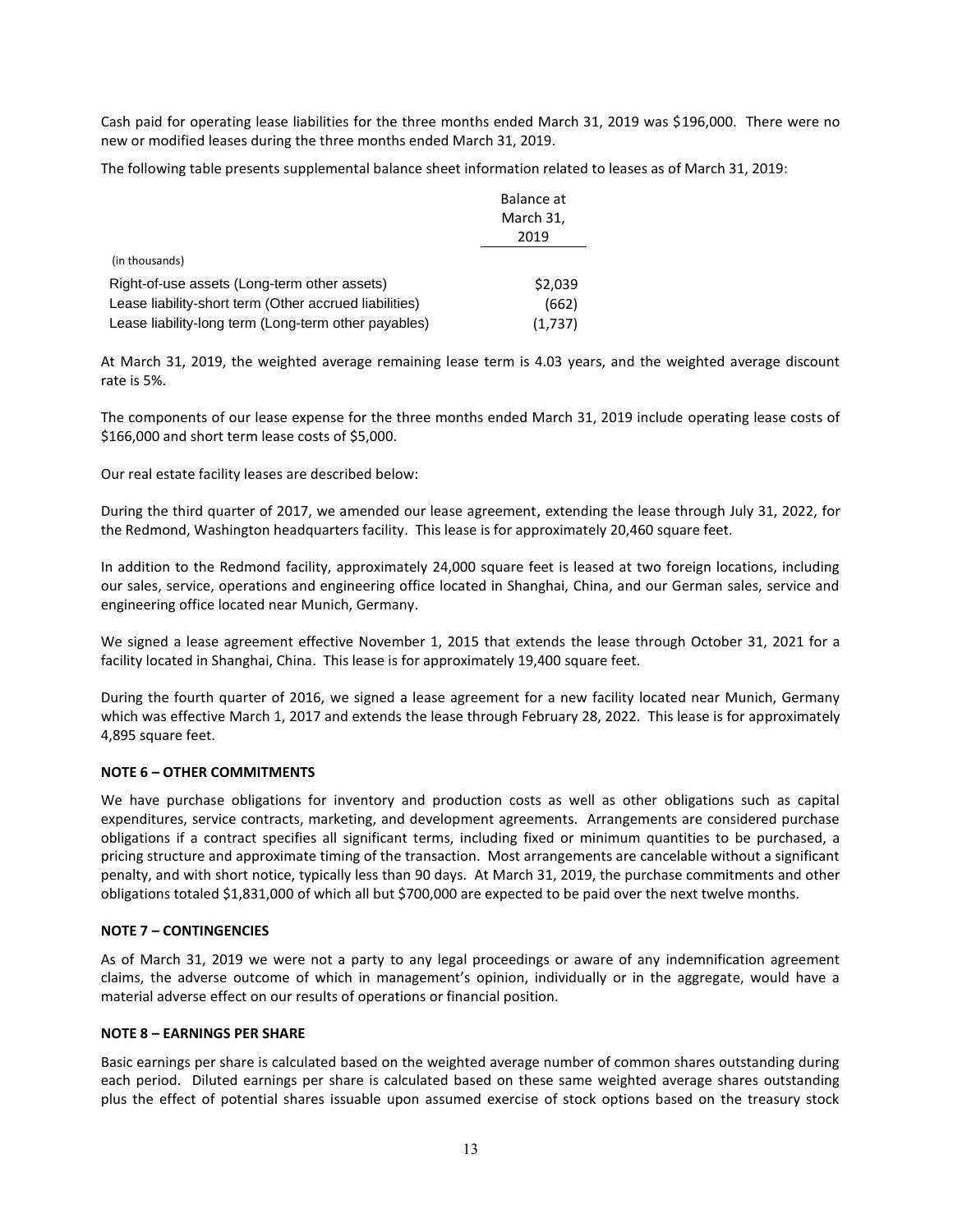Cash paid for operating lease liabilities for the three months ended March 31, 2019 was $196,000. There were no new or modified leases during the three months ended March 31, 2019.

The following table presents supplemental balance sheet information related to leases as of March 31, 2019:

| (in thousands) | Balance at March 31, 2019 |
|---|---|
| Right-of-use assets (Long-term other assets) | $2,039 |
| Lease liability-short term (Other accrued liabilities) | (662) |
| Lease liability-long term (Long-term other payables) | (1,737) |

At March 31, 2019, the weighted average remaining lease term is 4.03 years, and the weighted average discount rate is 5%.

The components of our lease expense for the three months ended March 31, 2019 include operating lease costs of $166,000 and short term lease costs of $5,000.

Our real estate facility leases are described below:

During the third quarter of 2017, we amended our lease agreement, extending the lease through July 31, 2022, for the Redmond, Washington headquarters facility. This lease is for approximately 20,460 square feet.

In addition to the Redmond facility, approximately 24,000 square feet is leased at two foreign locations, including our sales, service, operations and engineering office located in Shanghai, China, and our German sales, service and engineering office located near Munich, Germany.

We signed a lease agreement effective November 1, 2015 that extends the lease through October 31, 2021 for a facility located in Shanghai, China. This lease is for approximately 19,400 square feet.

During the fourth quarter of 2016, we signed a lease agreement for a new facility located near Munich, Germany which was effective March 1, 2017 and extends the lease through February 28, 2022. This lease is for approximately 4,895 square feet.

**NOTE 6 – OTHER COMMITMENTS**

We have purchase obligations for inventory and production costs as well as other obligations such as capital expenditures, service contracts, marketing, and development agreements. Arrangements are considered purchase obligations if a contract specifies all significant terms, including fixed or minimum quantities to be purchased, a pricing structure and approximate timing of the transaction. Most arrangements are cancelable without a significant penalty, and with short notice, typically less than 90 days. At March 31, 2019, the purchase commitments and other obligations totaled $1,831,000 of which all but $700,000 are expected to be paid over the next twelve months.

**NOTE 7 – CONTINGENCIES**

As of March 31, 2019 we were not a party to any legal proceedings or aware of any indemnification agreement claims, the adverse outcome of which in management's opinion, individually or in the aggregate, would have a material adverse effect on our results of operations or financial position.

**NOTE 8 – EARNINGS PER SHARE**

Basic earnings per share is calculated based on the weighted average number of common shares outstanding during each period. Diluted earnings per share is calculated based on these same weighted average shares outstanding plus the effect of potential shares issuable upon assumed exercise of stock options based on the treasury stock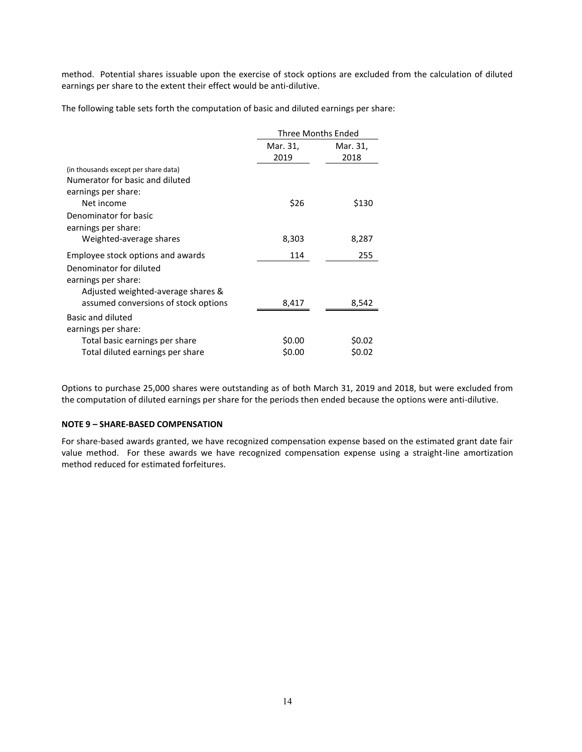method. Potential shares issuable upon the exercise of stock options are excluded from the calculation of diluted earnings per share to the extent their effect would be anti-dilutive.

The following table sets forth the computation of basic and diluted earnings per share:

| | Three Months Ended | |
|---|---|---|
| | Mar. 31, 2019 | Mar. 31, 2018 |
| (in thousands except per share data) | | |
| Numerator for basic and diluted earnings per share: | | |
| Net income | $26 | $130 |
| Denominator for basic earnings per share: | | |
| Weighted-average shares | 8,303 | 8,287 |
| Employee stock options and awards | 114 | 255 |
| Denominator for diluted earnings per share: | | |
| Adjusted weighted-average shares & assumed conversions of stock options | 8,417 | 8,542 |
| Basic and diluted earnings per share: | | |
| Total basic earnings per share | $0.00 | $0.02 |
| Total diluted earnings per share | $0.00 | $0.02 |

Options to purchase 25,000 shares were outstanding as of both March 31, 2019 and 2018, but were excluded from the computation of diluted earnings per share for the periods then ended because the options were anti-dilutive.

**NOTE 9 – SHARE-BASED COMPENSATION**

For share-based awards granted, we have recognized compensation expense based on the estimated grant date fair value method. For these awards we have recognized compensation expense using a straight-line amortization method reduced for estimated forfeitures.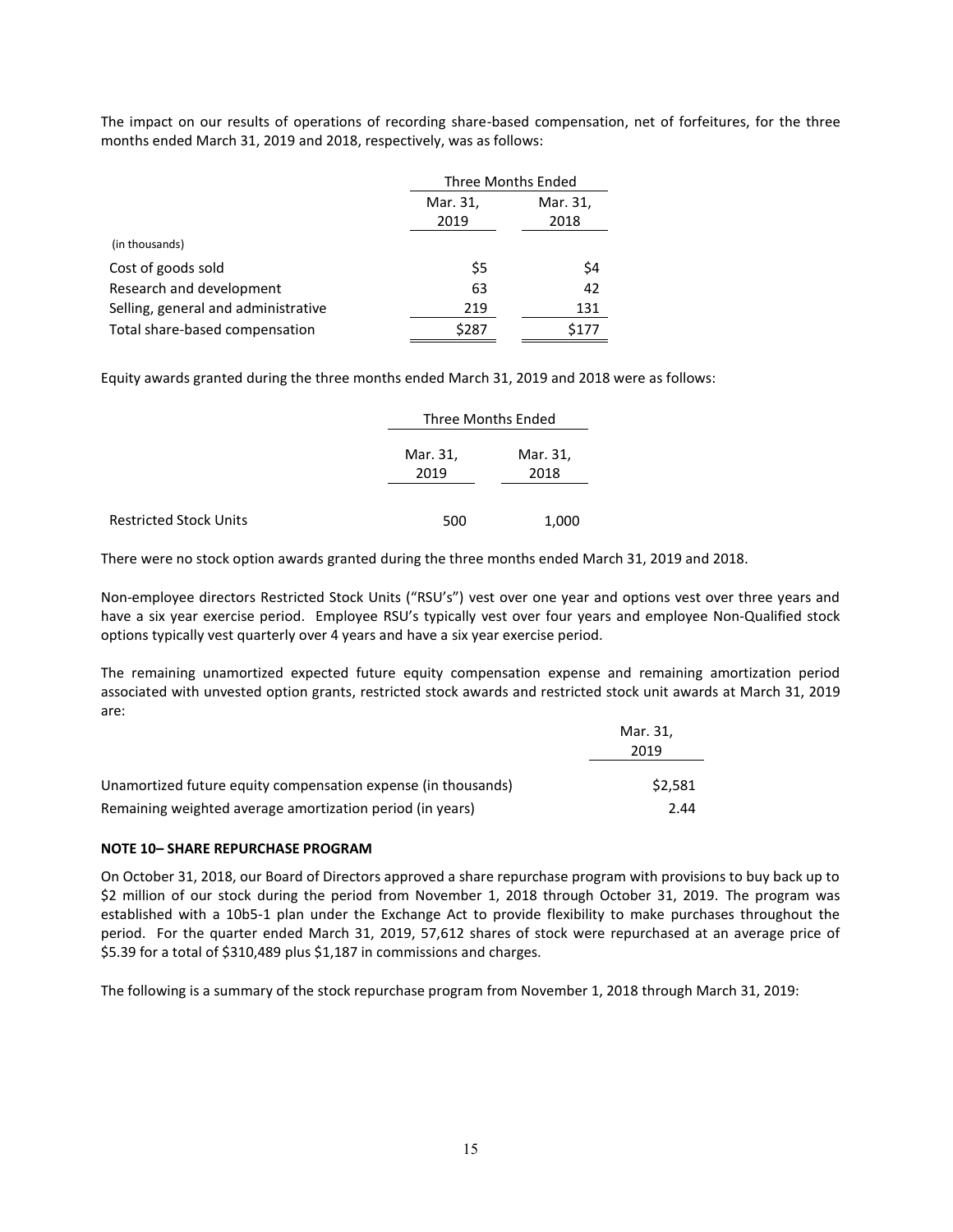The impact on our results of operations of recording share-based compensation, net of forfeitures, for the three months ended March 31, 2019 and 2018, respectively, was as follows:

| | Three Months Ended | |
|---|---|---|
| | Mar. 31, 2019 | Mar. 31, 2018 |
| (in thousands) | | |
| Cost of goods sold | $5 | $4 |
| Research and development | 63 | 42 |
| Selling, general and administrative | 219 | 131 |
| Total share-based compensation | $287 | $177 |

Equity awards granted during the three months ended March 31, 2019 and 2018 were as follows:

| | Three Months Ended | |
|---|---|---|
| | Mar. 31, 2019 | Mar. 31, 2018 |
| Restricted Stock Units | 500 | 1,000 |

There were no stock option awards granted during the three months ended March 31, 2019 and 2018.

Non-employee directors Restricted Stock Units ("RSU's") vest over one year and options vest over three years and have a six year exercise period. Employee RSU's typically vest over four years and employee Non-Qualified stock options typically vest quarterly over 4 years and have a six year exercise period.

The remaining unamortized expected future equity compensation expense and remaining amortization period associated with unvested option grants, restricted stock awards and restricted stock unit awards at March 31, 2019 are:

| | Mar. 31, 2019 |
|---|---|
| Unamortized future equity compensation expense (in thousands) | $2,581 |
| Remaining weighted average amortization period (in years) | 2.44 |

**NOTE 10– SHARE REPURCHASE PROGRAM**

On October 31, 2018, our Board of Directors approved a share repurchase program with provisions to buy back up to $2 million of our stock during the period from November 1, 2018 through October 31, 2019. The program was established with a 10b5-1 plan under the Exchange Act to provide flexibility to make purchases throughout the period. For the quarter ended March 31, 2019, 57,612 shares of stock were repurchased at an average price of $5.39 for a total of $310,489 plus $1,187 in commissions and charges.

The following is a summary of the stock repurchase program from November 1, 2018 through March 31, 2019: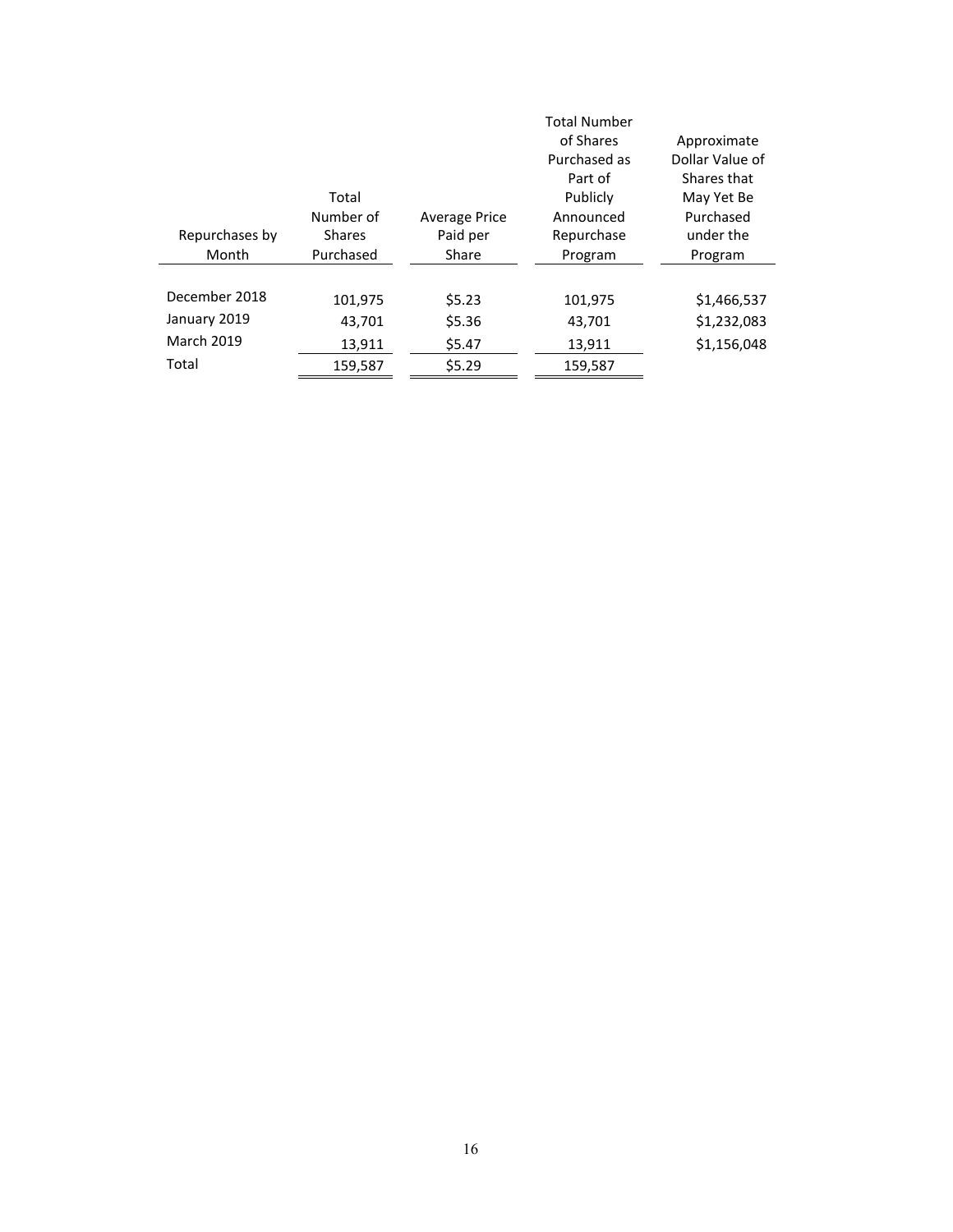| Repurchases by Month | Total Number of Shares Purchased | Average Price Paid per Share | Total Number of Shares Purchased as Part of Publicly Announced Repurchase Program | Approximate Dollar Value of Shares that May Yet Be Purchased under the Program |
|---|---|---|---|---|
| December 2018 | 101,975 | $5.23 | 101,975 | $1,466,537 |
| January 2019 | 43,701 | $5.36 | 43,701 | $1,232,083 |
| March 2019 | 13,911 | $5.47 | 13,911 | $1,156,048 |
| Total | 159,587 | $5.29 | 159,587 | |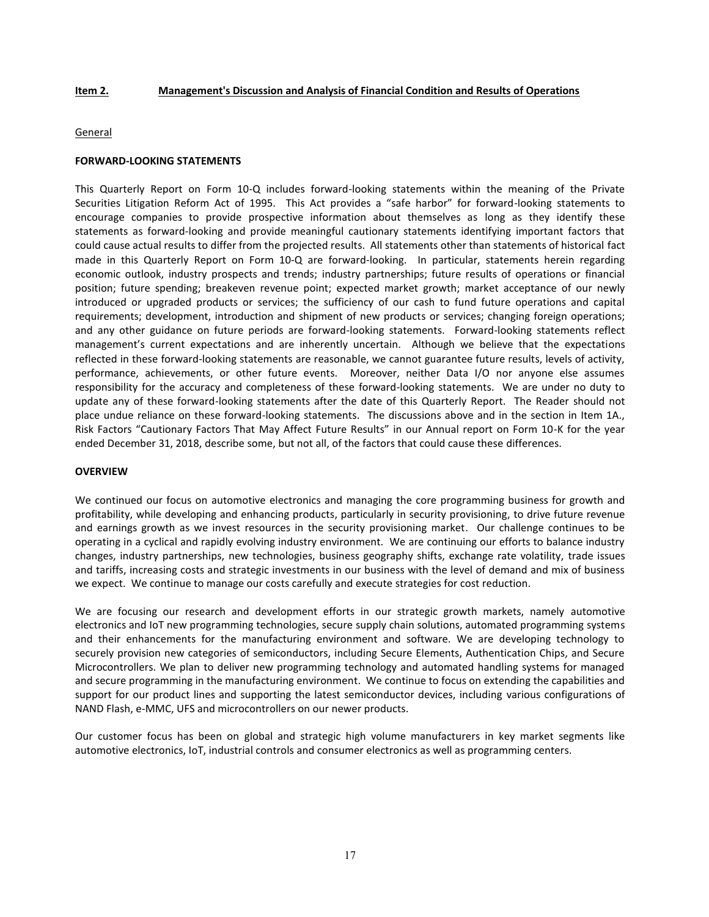## Item 2. Management's Discussion and Analysis of Financial Condition and Results of Operations

General

**FORWARD-LOOKING STATEMENTS**

This Quarterly Report on Form 10-Q includes forward-looking statements within the meaning of the Private Securities Litigation Reform Act of 1995. This Act provides a "safe harbor" for forward-looking statements to encourage companies to provide prospective information about themselves as long as they identify these statements as forward-looking and provide meaningful cautionary statements identifying important factors that could cause actual results to differ from the projected results. All statements other than statements of historical fact made in this Quarterly Report on Form 10-Q are forward-looking. In particular, statements herein regarding economic outlook, industry prospects and trends; industry partnerships; future results of operations or financial position; future spending; breakeven revenue point; expected market growth; market acceptance of our newly introduced or upgraded products or services; the sufficiency of our cash to fund future operations and capital requirements; development, introduction and shipment of new products or services; changing foreign operations; and any other guidance on future periods are forward-looking statements. Forward-looking statements reflect management's current expectations and are inherently uncertain. Although we believe that the expectations reflected in these forward-looking statements are reasonable, we cannot guarantee future results, levels of activity, performance, achievements, or other future events. Moreover, neither Data I/O nor anyone else assumes responsibility for the accuracy and completeness of these forward-looking statements. We are under no duty to update any of these forward-looking statements after the date of this Quarterly Report. The Reader should not place undue reliance on these forward-looking statements. The discussions above and in the section in Item 1A., Risk Factors "Cautionary Factors That May Affect Future Results" in our Annual report on Form 10-K for the year ended December 31, 2018, describe some, but not all, of the factors that could cause these differences.

**OVERVIEW**

We continued our focus on automotive electronics and managing the core programming business for growth and profitability, while developing and enhancing products, particularly in security provisioning, to drive future revenue and earnings growth as we invest resources in the security provisioning market. Our challenge continues to be operating in a cyclical and rapidly evolving industry environment. We are continuing our efforts to balance industry changes, industry partnerships, new technologies, business geography shifts, exchange rate volatility, trade issues and tariffs, increasing costs and strategic investments in our business with the level of demand and mix of business we expect. We continue to manage our costs carefully and execute strategies for cost reduction.

We are focusing our research and development efforts in our strategic growth markets, namely automotive electronics and IoT new programming technologies, secure supply chain solutions, automated programming systems and their enhancements for the manufacturing environment and software. We are developing technology to securely provision new categories of semiconductors, including Secure Elements, Authentication Chips, and Secure Microcontrollers. We plan to deliver new programming technology and automated handling systems for managed and secure programming in the manufacturing environment. We continue to focus on extending the capabilities and support for our product lines and supporting the latest semiconductor devices, including various configurations of NAND Flash, e-MMC, UFS and microcontrollers on our newer products.

Our customer focus has been on global and strategic high volume manufacturers in key market segments like automotive electronics, IoT, industrial controls and consumer electronics as well as programming centers.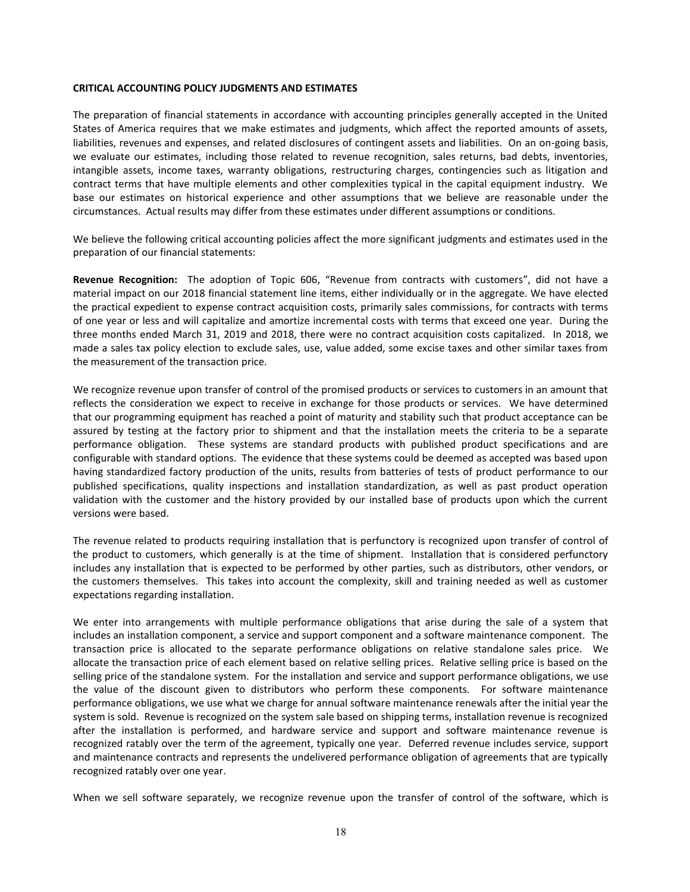**CRITICAL ACCOUNTING POLICY JUDGMENTS AND ESTIMATES**

The preparation of financial statements in accordance with accounting principles generally accepted in the United States of America requires that we make estimates and judgments, which affect the reported amounts of assets, liabilities, revenues and expenses, and related disclosures of contingent assets and liabilities. On an on-going basis, we evaluate our estimates, including those related to revenue recognition, sales returns, bad debts, inventories, intangible assets, income taxes, warranty obligations, restructuring charges, contingencies such as litigation and contract terms that have multiple elements and other complexities typical in the capital equipment industry. We base our estimates on historical experience and other assumptions that we believe are reasonable under the circumstances. Actual results may differ from these estimates under different assumptions or conditions.

We believe the following critical accounting policies affect the more significant judgments and estimates used in the preparation of our financial statements:

**Revenue Recognition:** The adoption of Topic 606, "Revenue from contracts with customers", did not have a material impact on our 2018 financial statement line items, either individually or in the aggregate. We have elected the practical expedient to expense contract acquisition costs, primarily sales commissions, for contracts with terms of one year or less and will capitalize and amortize incremental costs with terms that exceed one year. During the three months ended March 31, 2019 and 2018, there were no contract acquisition costs capitalized. In 2018, we made a sales tax policy election to exclude sales, use, value added, some excise taxes and other similar taxes from the measurement of the transaction price.

We recognize revenue upon transfer of control of the promised products or services to customers in an amount that reflects the consideration we expect to receive in exchange for those products or services. We have determined that our programming equipment has reached a point of maturity and stability such that product acceptance can be assured by testing at the factory prior to shipment and that the installation meets the criteria to be a separate performance obligation. These systems are standard products with published product specifications and are configurable with standard options. The evidence that these systems could be deemed as accepted was based upon having standardized factory production of the units, results from batteries of tests of product performance to our published specifications, quality inspections and installation standardization, as well as past product operation validation with the customer and the history provided by our installed base of products upon which the current versions were based.

The revenue related to products requiring installation that is perfunctory is recognized upon transfer of control of the product to customers, which generally is at the time of shipment. Installation that is considered perfunctory includes any installation that is expected to be performed by other parties, such as distributors, other vendors, or the customers themselves. This takes into account the complexity, skill and training needed as well as customer expectations regarding installation.

We enter into arrangements with multiple performance obligations that arise during the sale of a system that includes an installation component, a service and support component and a software maintenance component. The transaction price is allocated to the separate performance obligations on relative standalone sales price. We allocate the transaction price of each element based on relative selling prices. Relative selling price is based on the selling price of the standalone system. For the installation and service and support performance obligations, we use the value of the discount given to distributors who perform these components. For software maintenance performance obligations, we use what we charge for annual software maintenance renewals after the initial year the system is sold. Revenue is recognized on the system sale based on shipping terms, installation revenue is recognized after the installation is performed, and hardware service and support and software maintenance revenue is recognized ratably over the term of the agreement, typically one year. Deferred revenue includes service, support and maintenance contracts and represents the undelivered performance obligation of agreements that are typically recognized ratably over one year.

When we sell software separately, we recognize revenue upon the transfer of control of the software, which is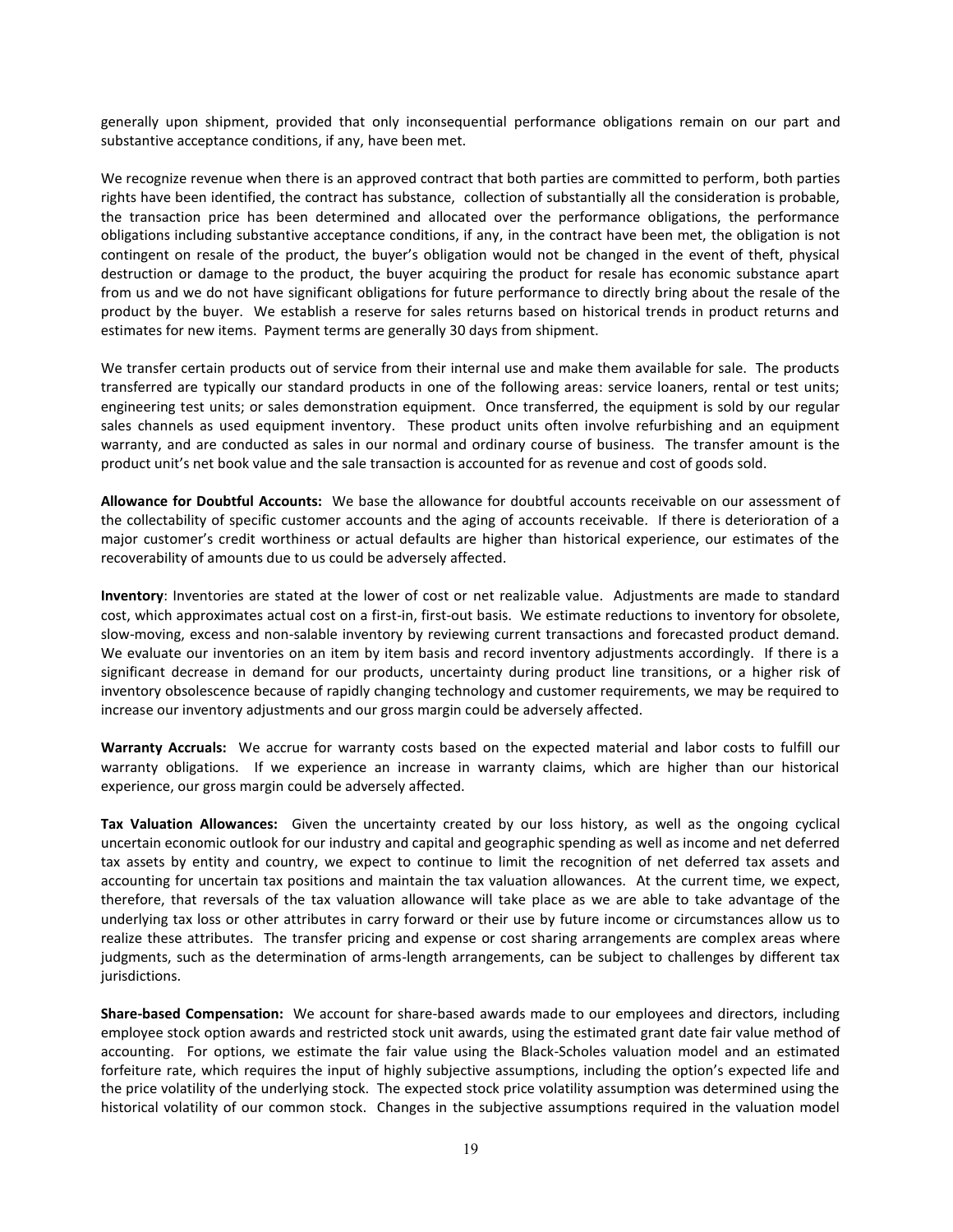generally upon shipment, provided that only inconsequential performance obligations remain on our part and substantive acceptance conditions, if any, have been met.

We recognize revenue when there is an approved contract that both parties are committed to perform, both parties rights have been identified, the contract has substance, collection of substantially all the consideration is probable, the transaction price has been determined and allocated over the performance obligations, the performance obligations including substantive acceptance conditions, if any, in the contract have been met, the obligation is not contingent on resale of the product, the buyer's obligation would not be changed in the event of theft, physical destruction or damage to the product, the buyer acquiring the product for resale has economic substance apart from us and we do not have significant obligations for future performance to directly bring about the resale of the product by the buyer. We establish a reserve for sales returns based on historical trends in product returns and estimates for new items. Payment terms are generally 30 days from shipment.

We transfer certain products out of service from their internal use and make them available for sale. The products transferred are typically our standard products in one of the following areas: service loaners, rental or test units; engineering test units; or sales demonstration equipment. Once transferred, the equipment is sold by our regular sales channels as used equipment inventory. These product units often involve refurbishing and an equipment warranty, and are conducted as sales in our normal and ordinary course of business. The transfer amount is the product unit's net book value and the sale transaction is accounted for as revenue and cost of goods sold.

**Allowance for Doubtful Accounts:** We base the allowance for doubtful accounts receivable on our assessment of the collectability of specific customer accounts and the aging of accounts receivable. If there is deterioration of a major customer's credit worthiness or actual defaults are higher than historical experience, our estimates of the recoverability of amounts due to us could be adversely affected.

**Inventory**: Inventories are stated at the lower of cost or net realizable value. Adjustments are made to standard cost, which approximates actual cost on a first-in, first-out basis. We estimate reductions to inventory for obsolete, slow-moving, excess and non-salable inventory by reviewing current transactions and forecasted product demand. We evaluate our inventories on an item by item basis and record inventory adjustments accordingly. If there is a significant decrease in demand for our products, uncertainty during product line transitions, or a higher risk of inventory obsolescence because of rapidly changing technology and customer requirements, we may be required to increase our inventory adjustments and our gross margin could be adversely affected.

**Warranty Accruals:** We accrue for warranty costs based on the expected material and labor costs to fulfill our warranty obligations. If we experience an increase in warranty claims, which are higher than our historical experience, our gross margin could be adversely affected.

**Tax Valuation Allowances:** Given the uncertainty created by our loss history, as well as the ongoing cyclical uncertain economic outlook for our industry and capital and geographic spending as well as income and net deferred tax assets by entity and country, we expect to continue to limit the recognition of net deferred tax assets and accounting for uncertain tax positions and maintain the tax valuation allowances. At the current time, we expect, therefore, that reversals of the tax valuation allowance will take place as we are able to take advantage of the underlying tax loss or other attributes in carry forward or their use by future income or circumstances allow us to realize these attributes. The transfer pricing and expense or cost sharing arrangements are complex areas where judgments, such as the determination of arms-length arrangements, can be subject to challenges by different tax jurisdictions.

**Share-based Compensation:** We account for share-based awards made to our employees and directors, including employee stock option awards and restricted stock unit awards, using the estimated grant date fair value method of accounting. For options, we estimate the fair value using the Black-Scholes valuation model and an estimated forfeiture rate, which requires the input of highly subjective assumptions, including the option's expected life and the price volatility of the underlying stock. The expected stock price volatility assumption was determined using the historical volatility of our common stock. Changes in the subjective assumptions required in the valuation model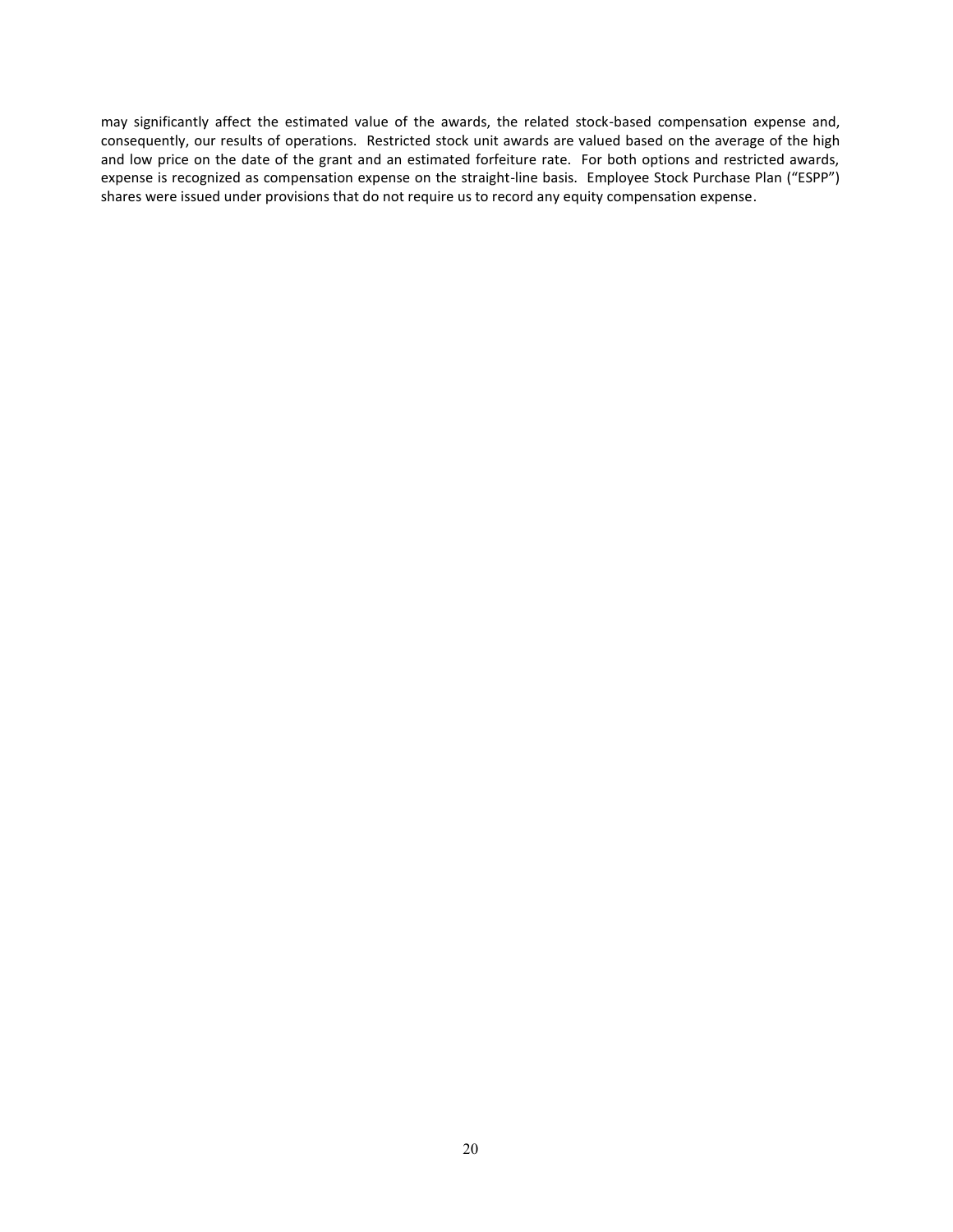may significantly affect the estimated value of the awards, the related stock-based compensation expense and, consequently, our results of operations. Restricted stock unit awards are valued based on the average of the high and low price on the date of the grant and an estimated forfeiture rate. For both options and restricted awards, expense is recognized as compensation expense on the straight-line basis. Employee Stock Purchase Plan ("ESPP") shares were issued under provisions that do not require us to record any equity compensation expense.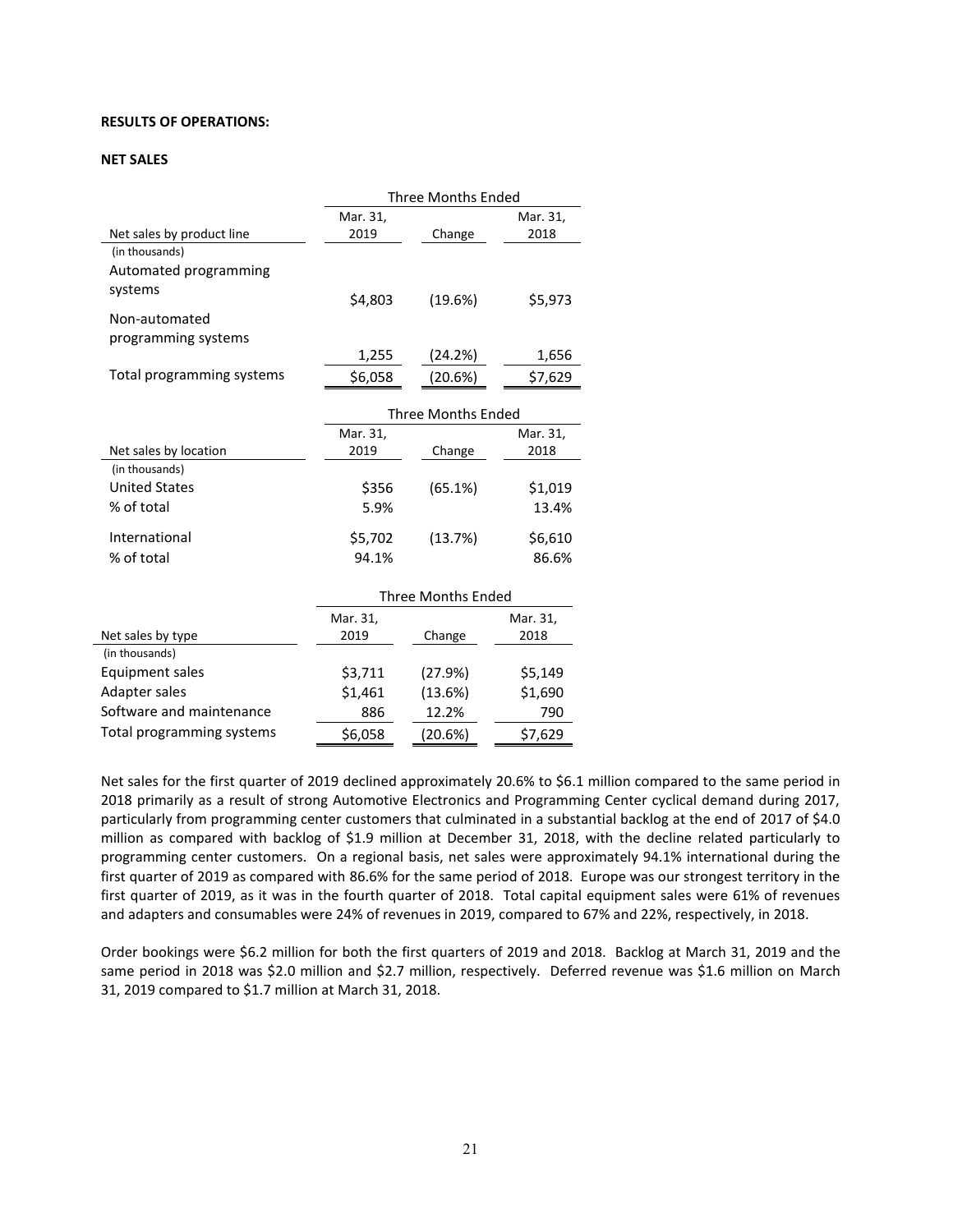**RESULTS OF OPERATIONS:**

**NET SALES**

| | Three Months Ended | | |
|---|---|---|---|
| Net sales by product line | Mar. 31, 2019 | Change | Mar. 31, 2018 |
| (in thousands) | | | |
| Automated programming systems | $4,803 | (19.6%) | $5,973 |
| Non-automated programming systems | 1,255 | (24.2%) | 1,656 |
| Total programming systems | $6,058 | (20.6%) | $7,629 |

| | Three Months Ended | | |
|---|---|---|---|
| Net sales by location | Mar. 31, 2019 | Change | Mar. 31, 2018 |
| (in thousands) | | | |
| United States | $356 | (65.1%) | $1,019 |
| % of total | 5.9% | | 13.4% |
| International | $5,702 | (13.7%) | $6,610 |
| % of total | 94.1% | | 86.6% |

| | Three Months Ended | | |
|---|---|---|---|
| Net sales by type | Mar. 31, 2019 | Change | Mar. 31, 2018 |
| (in thousands) | | | |
| Equipment sales | $3,711 | (27.9%) | $5,149 |
| Adapter sales | $1,461 | (13.6%) | $1,690 |
| Software and maintenance | 886 | 12.2% | 790 |
| Total programming systems | $6,058 | (20.6%) | $7,629 |

Net sales for the first quarter of 2019 declined approximately 20.6% to $6.1 million compared to the same period in 2018 primarily as a result of strong Automotive Electronics and Programming Center cyclical demand during 2017, particularly from programming center customers that culminated in a substantial backlog at the end of 2017 of $4.0 million as compared with backlog of $1.9 million at December 31, 2018, with the decline related particularly to programming center customers. On a regional basis, net sales were approximately 94.1% international during the first quarter of 2019 as compared with 86.6% for the same period of 2018. Europe was our strongest territory in the first quarter of 2019, as it was in the fourth quarter of 2018. Total capital equipment sales were 61% of revenues and adapters and consumables were 24% of revenues in 2019, compared to 67% and 22%, respectively, in 2018.

Order bookings were $6.2 million for both the first quarters of 2019 and 2018. Backlog at March 31, 2019 and the same period in 2018 was $2.0 million and $2.7 million, respectively. Deferred revenue was $1.6 million on March 31, 2019 compared to $1.7 million at March 31, 2018.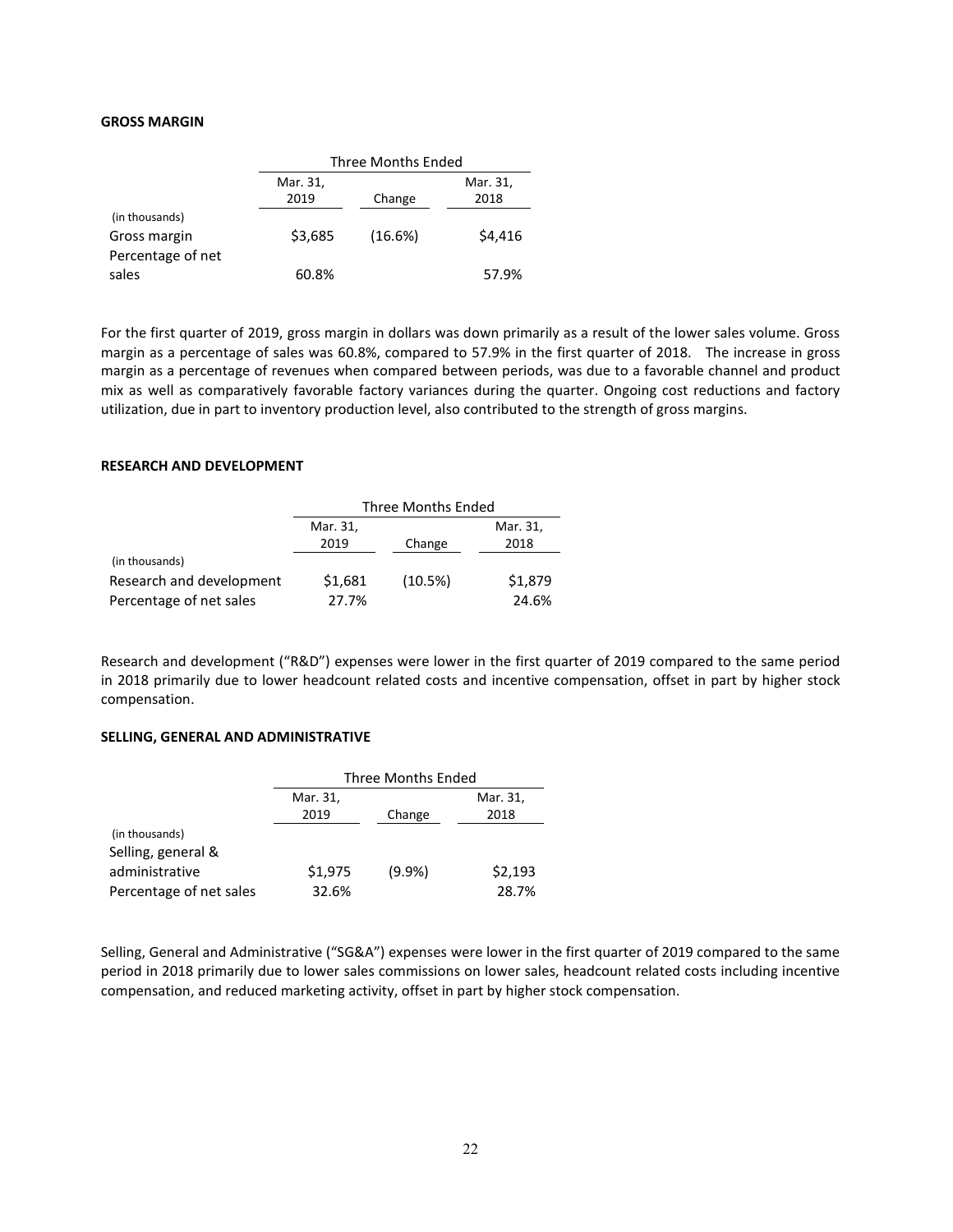**GROSS MARGIN**

| | Three Months Ended | | |
|---|---|---|---|
| | Mar. 31, 2019 | Change | Mar. 31, 2018 |
| (in thousands) | | | |
| Gross margin | $3,685 | (16.6%) | $4,416 |
| Percentage of net sales | 60.8% | | 57.9% |

For the first quarter of 2019, gross margin in dollars was down primarily as a result of the lower sales volume. Gross margin as a percentage of sales was 60.8%, compared to 57.9% in the first quarter of 2018. The increase in gross margin as a percentage of revenues when compared between periods, was due to a favorable channel and product mix as well as comparatively favorable factory variances during the quarter. Ongoing cost reductions and factory utilization, due in part to inventory production level, also contributed to the strength of gross margins.

**RESEARCH AND DEVELOPMENT**

| | Three Months Ended | | |
|---|---|---|---|
| | Mar. 31, 2019 | Change | Mar. 31, 2018 |
| (in thousands) | | | |
| Research and development | $1,681 | (10.5%) | $1,879 |
| Percentage of net sales | 27.7% | | 24.6% |

Research and development ("R&D") expenses were lower in the first quarter of 2019 compared to the same period in 2018 primarily due to lower headcount related costs and incentive compensation, offset in part by higher stock compensation.

**SELLING, GENERAL AND ADMINISTRATIVE**

| | Three Months Ended | | |
|---|---|---|---|
| | Mar. 31, 2019 | Change | Mar. 31, 2018 |
| (in thousands) | | | |
| Selling, general & administrative | $1,975 | (9.9%) | $2,193 |
| Percentage of net sales | 32.6% | | 28.7% |

Selling, General and Administrative ("SG&A") expenses were lower in the first quarter of 2019 compared to the same period in 2018 primarily due to lower sales commissions on lower sales, headcount related costs including incentive compensation, and reduced marketing activity, offset in part by higher stock compensation.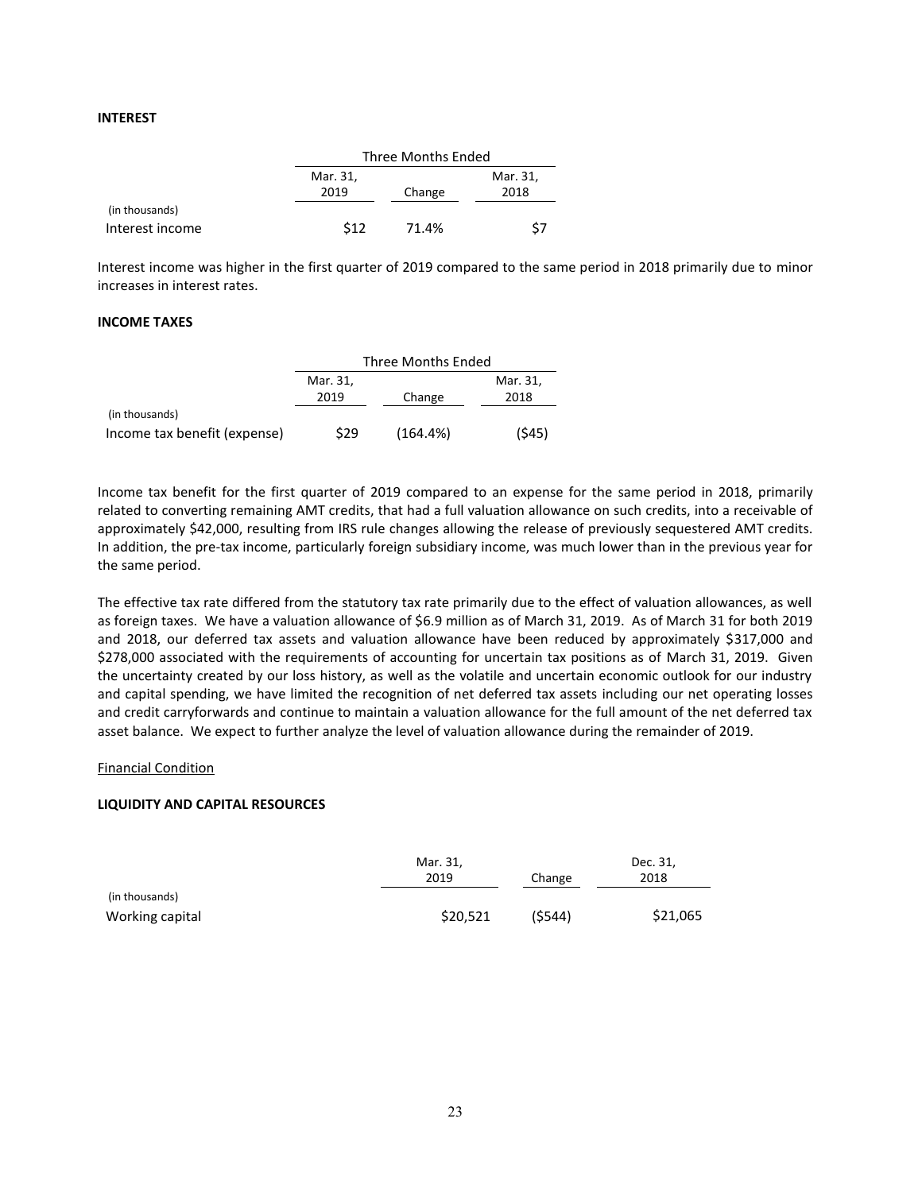**INTEREST**

| | Three Months Ended | | |
|---|---|---|---|
| | Mar. 31, 2019 | Change | Mar. 31, 2018 |
| (in thousands) | | | |
| Interest income | $12 | 71.4% | $7 |

Interest income was higher in the first quarter of 2019 compared to the same period in 2018 primarily due to minor increases in interest rates.

**INCOME TAXES**

| | Three Months Ended | | |
|---|---|---|---|
| | Mar. 31, 2019 | Change | Mar. 31, 2018 |
| (in thousands) | | | |
| Income tax benefit (expense) | $29 | (164.4%) | ($45) |

Income tax benefit for the first quarter of 2019 compared to an expense for the same period in 2018, primarily related to converting remaining AMT credits, that had a full valuation allowance on such credits, into a receivable of approximately $42,000, resulting from IRS rule changes allowing the release of previously sequestered AMT credits. In addition, the pre-tax income, particularly foreign subsidiary income, was much lower than in the previous year for the same period.

The effective tax rate differed from the statutory tax rate primarily due to the effect of valuation allowances, as well as foreign taxes. We have a valuation allowance of $6.9 million as of March 31, 2019. As of March 31 for both 2019 and 2018, our deferred tax assets and valuation allowance have been reduced by approximately $317,000 and $278,000 associated with the requirements of accounting for uncertain tax positions as of March 31, 2019. Given the uncertainty created by our loss history, as well as the volatile and uncertain economic outlook for our industry and capital spending, we have limited the recognition of net deferred tax assets including our net operating losses and credit carryforwards and continue to maintain a valuation allowance for the full amount of the net deferred tax asset balance. We expect to further analyze the level of valuation allowance during the remainder of 2019.

Financial Condition

**LIQUIDITY AND CAPITAL RESOURCES**

| | Mar. 31, 2019 | Change | Dec. 31, 2018 |
|---|---|---|---|
| (in thousands) | | | |
| Working capital | $20,521 | ($544) | $21,065 |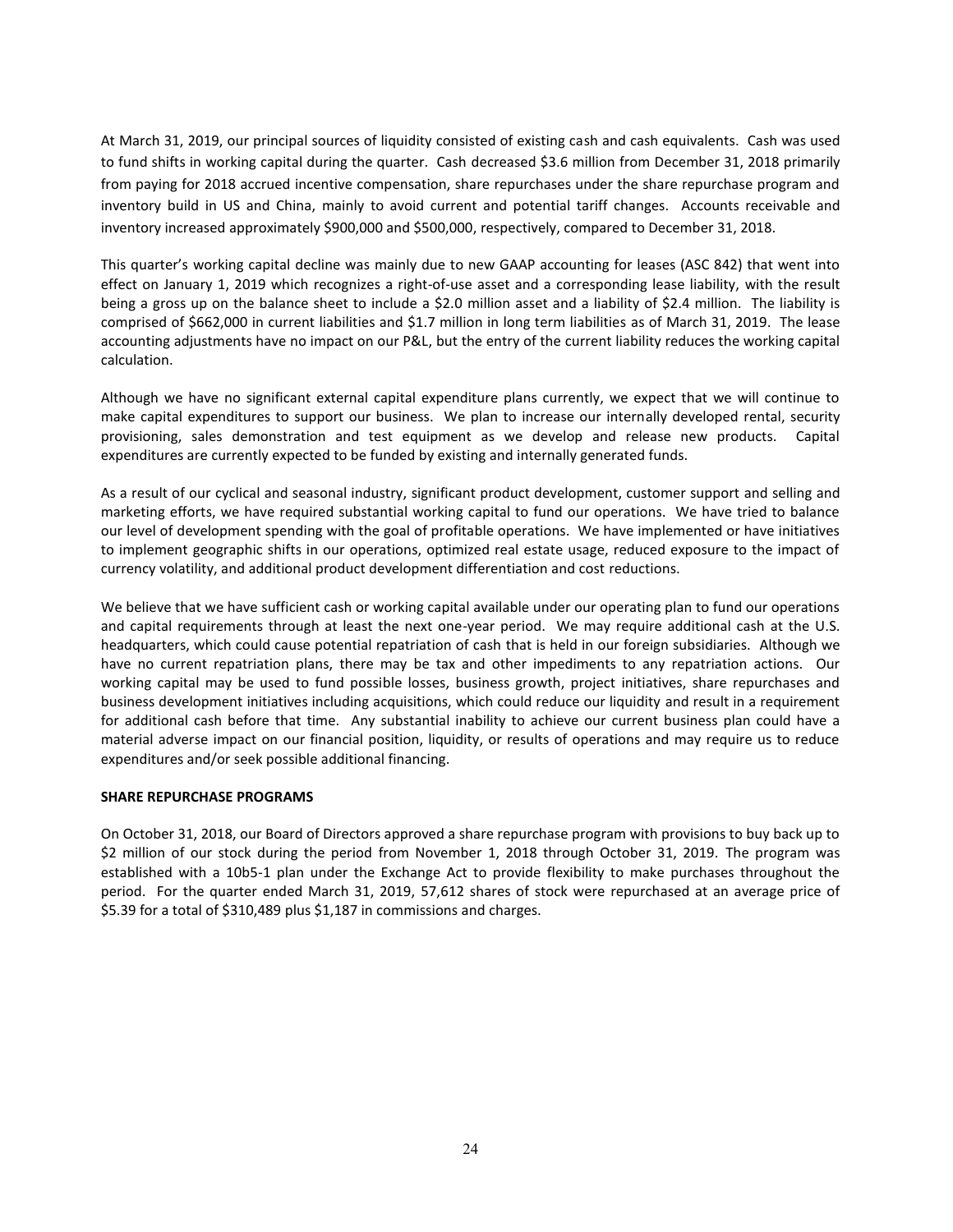At March 31, 2019, our principal sources of liquidity consisted of existing cash and cash equivalents. Cash was used to fund shifts in working capital during the quarter. Cash decreased $3.6 million from December 31, 2018 primarily from paying for 2018 accrued incentive compensation, share repurchases under the share repurchase program and inventory build in US and China, mainly to avoid current and potential tariff changes. Accounts receivable and inventory increased approximately $900,000 and $500,000, respectively, compared to December 31, 2018.

This quarter's working capital decline was mainly due to new GAAP accounting for leases (ASC 842) that went into effect on January 1, 2019 which recognizes a right-of-use asset and a corresponding lease liability, with the result being a gross up on the balance sheet to include a $2.0 million asset and a liability of $2.4 million. The liability is comprised of $662,000 in current liabilities and $1.7 million in long term liabilities as of March 31, 2019. The lease accounting adjustments have no impact on our P&L, but the entry of the current liability reduces the working capital calculation.

Although we have no significant external capital expenditure plans currently, we expect that we will continue to make capital expenditures to support our business. We plan to increase our internally developed rental, security provisioning, sales demonstration and test equipment as we develop and release new products. Capital expenditures are currently expected to be funded by existing and internally generated funds.

As a result of our cyclical and seasonal industry, significant product development, customer support and selling and marketing efforts, we have required substantial working capital to fund our operations. We have tried to balance our level of development spending with the goal of profitable operations. We have implemented or have initiatives to implement geographic shifts in our operations, optimized real estate usage, reduced exposure to the impact of currency volatility, and additional product development differentiation and cost reductions.

We believe that we have sufficient cash or working capital available under our operating plan to fund our operations and capital requirements through at least the next one-year period. We may require additional cash at the U.S. headquarters, which could cause potential repatriation of cash that is held in our foreign subsidiaries. Although we have no current repatriation plans, there may be tax and other impediments to any repatriation actions. Our working capital may be used to fund possible losses, business growth, project initiatives, share repurchases and business development initiatives including acquisitions, which could reduce our liquidity and result in a requirement for additional cash before that time. Any substantial inability to achieve our current business plan could have a material adverse impact on our financial position, liquidity, or results of operations and may require us to reduce expenditures and/or seek possible additional financing.

**SHARE REPURCHASE PROGRAMS**

On October 31, 2018, our Board of Directors approved a share repurchase program with provisions to buy back up to $2 million of our stock during the period from November 1, 2018 through October 31, 2019. The program was established with a 10b5-1 plan under the Exchange Act to provide flexibility to make purchases throughout the period. For the quarter ended March 31, 2019, 57,612 shares of stock were repurchased at an average price of $5.39 for a total of $310,489 plus $1,187 in commissions and charges.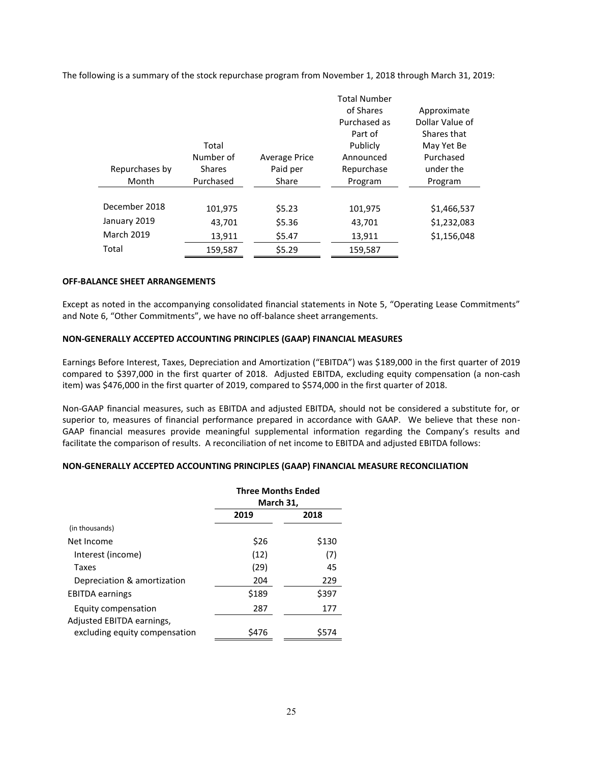The following is a summary of the stock repurchase program from November 1, 2018 through March 31, 2019:

| Repurchases by Month | Total Number of Shares Purchased | Average Price Paid per Share | Total Number of Shares Purchased as Part of Publicly Announced Repurchase Program | Approximate Dollar Value of Shares that May Yet Be Purchased under the Program |
|---|---|---|---|---|
| December 2018 | 101,975 | $5.23 | 101,975 | $1,466,537 |
| January 2019 | 43,701 | $5.36 | 43,701 | $1,232,083 |
| March 2019 | 13,911 | $5.47 | 13,911 | $1,156,048 |
| Total | 159,587 | $5.29 | 159,587 | |

**OFF-BALANCE SHEET ARRANGEMENTS**

Except as noted in the accompanying consolidated financial statements in Note 5, "Operating Lease Commitments" and Note 6, "Other Commitments", we have no off-balance sheet arrangements.

**NON-GENERALLY ACCEPTED ACCOUNTING PRINCIPLES (GAAP) FINANCIAL MEASURES**

Earnings Before Interest, Taxes, Depreciation and Amortization ("EBITDA") was $189,000 in the first quarter of 2019 compared to $397,000 in the first quarter of 2018. Adjusted EBITDA, excluding equity compensation (a non-cash item) was $476,000 in the first quarter of 2019, compared to $574,000 in the first quarter of 2018.

Non-GAAP financial measures, such as EBITDA and adjusted EBITDA, should not be considered a substitute for, or superior to, measures of financial performance prepared in accordance with GAAP. We believe that these non-GAAP financial measures provide meaningful supplemental information regarding the Company's results and facilitate the comparison of results. A reconciliation of net income to EBITDA and adjusted EBITDA follows:

**NON-GENERALLY ACCEPTED ACCOUNTING PRINCIPLES (GAAP) FINANCIAL MEASURE RECONCILIATION**

| | **Three Months Ended March 31,** | |
|---|---|---|
| | **2019** | **2018** |
| (in thousands) | | |
| Net Income | $26 | $130 |
| Interest (income) | (12) | (7) |
| Taxes | (29) | 45 |
| Depreciation & amortization | 204 | 229 |
| EBITDA earnings | $189 | $397 |
| Equity compensation | 287 | 177 |
| Adjusted EBITDA earnings, excluding equity compensation | $476 | $574 |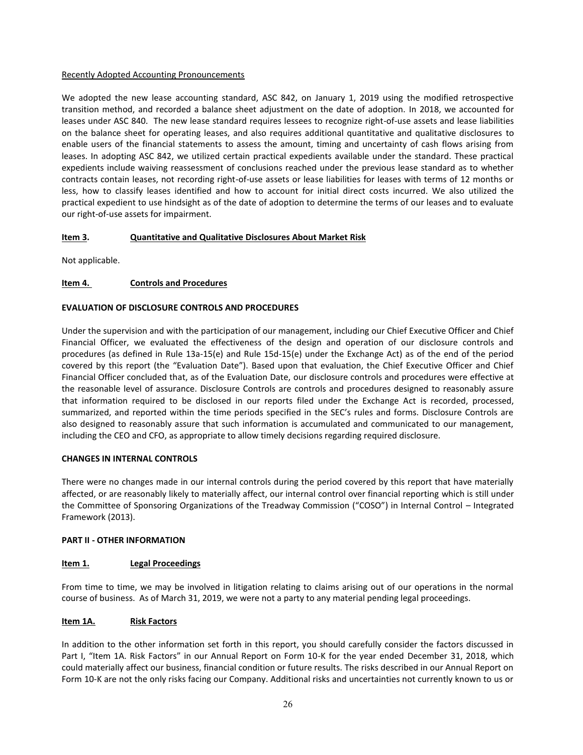Recently Adopted Accounting Pronouncements

We adopted the new lease accounting standard, ASC 842, on January 1, 2019 using the modified retrospective transition method, and recorded a balance sheet adjustment on the date of adoption. In 2018, we accounted for leases under ASC 840. The new lease standard requires lessees to recognize right-of-use assets and lease liabilities on the balance sheet for operating leases, and also requires additional quantitative and qualitative disclosures to enable users of the financial statements to assess the amount, timing and uncertainty of cash flows arising from leases. In adopting ASC 842, we utilized certain practical expedients available under the standard. These practical expedients include waiving reassessment of conclusions reached under the previous lease standard as to whether contracts contain leases, not recording right-of-use assets or lease liabilities for leases with terms of 12 months or less, how to classify leases identified and how to account for initial direct costs incurred. We also utilized the practical expedient to use hindsight as of the date of adoption to determine the terms of our leases and to evaluate our right-of-use assets for impairment.

## Item 3. Quantitative and Qualitative Disclosures About Market Risk

Not applicable.

## Item 4. Controls and Procedures

**EVALUATION OF DISCLOSURE CONTROLS AND PROCEDURES**

Under the supervision and with the participation of our management, including our Chief Executive Officer and Chief Financial Officer, we evaluated the effectiveness of the design and operation of our disclosure controls and procedures (as defined in Rule 13a-15(e) and Rule 15d-15(e) under the Exchange Act) as of the end of the period covered by this report (the "Evaluation Date"). Based upon that evaluation, the Chief Executive Officer and Chief Financial Officer concluded that, as of the Evaluation Date, our disclosure controls and procedures were effective at the reasonable level of assurance. Disclosure Controls are controls and procedures designed to reasonably assure that information required to be disclosed in our reports filed under the Exchange Act is recorded, processed, summarized, and reported within the time periods specified in the SEC's rules and forms. Disclosure Controls are also designed to reasonably assure that such information is accumulated and communicated to our management, including the CEO and CFO, as appropriate to allow timely decisions regarding required disclosure.

**CHANGES IN INTERNAL CONTROLS**

There were no changes made in our internal controls during the period covered by this report that have materially affected, or are reasonably likely to materially affect, our internal control over financial reporting which is still under the Committee of Sponsoring Organizations of the Treadway Commission ("COSO") in Internal Control – Integrated Framework (2013).

# PART II - OTHER INFORMATION

## Item 1. Legal Proceedings

From time to time, we may be involved in litigation relating to claims arising out of our operations in the normal course of business. As of March 31, 2019, we were not a party to any material pending legal proceedings.

## Item 1A. Risk Factors

In addition to the other information set forth in this report, you should carefully consider the factors discussed in Part I, "Item 1A. Risk Factors" in our Annual Report on Form 10-K for the year ended December 31, 2018, which could materially affect our business, financial condition or future results. The risks described in our Annual Report on Form 10-K are not the only risks facing our Company. Additional risks and uncertainties not currently known to us or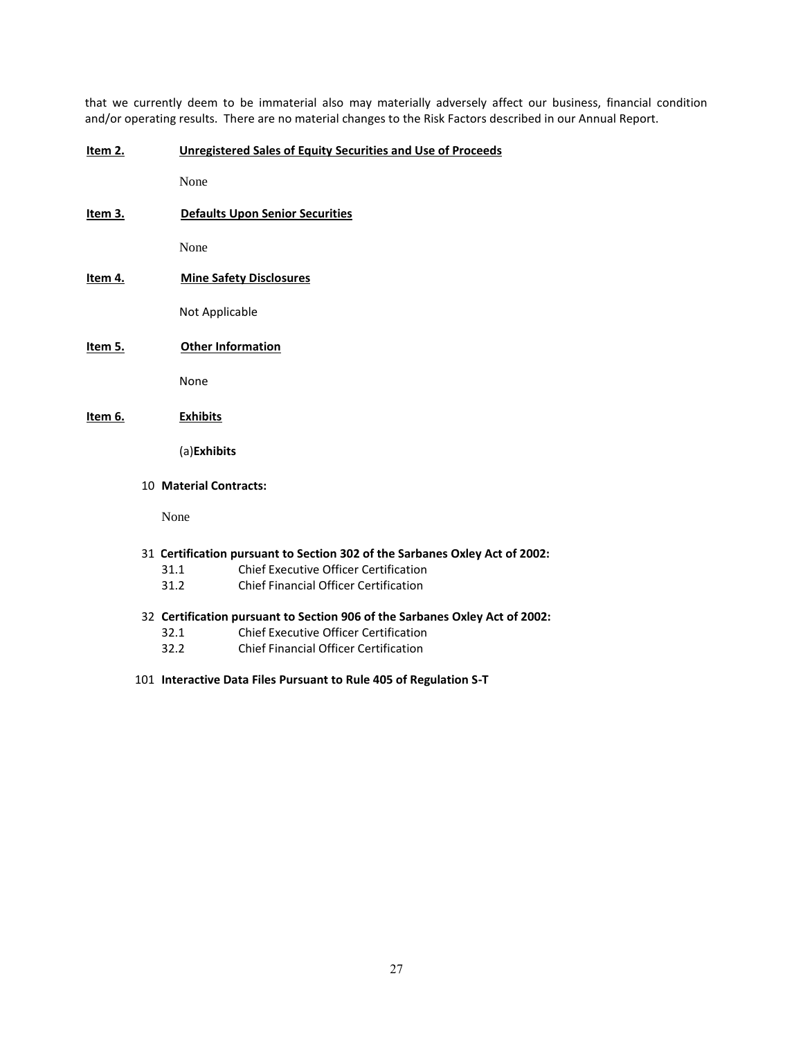that we currently deem to be immaterial also may materially adversely affect our business, financial condition and/or operating results. There are no material changes to the Risk Factors described in our Annual Report.

**Item 2.** **Unregistered Sales of Equity Securities and Use of Proceeds**

None

**Item 3.** **Defaults Upon Senior Securities**

None

**Item 4.** **Mine Safety Disclosures**

Not Applicable

**Item 5.** **Other Information**

None

**Item 6.** **Exhibits**

(a)**Exhibits**

10 **Material Contracts:**

None

31 **Certification pursuant to Section 302 of the Sarbanes Oxley Act of 2002:**

- 31.1 Chief Executive Officer Certification
- 31.2 Chief Financial Officer Certification

32 **Certification pursuant to Section 906 of the Sarbanes Oxley Act of 2002:**

- 32.1 Chief Executive Officer Certification
- 32.2 Chief Financial Officer Certification

101 **Interactive Data Files Pursuant to Rule 405 of Regulation S-T**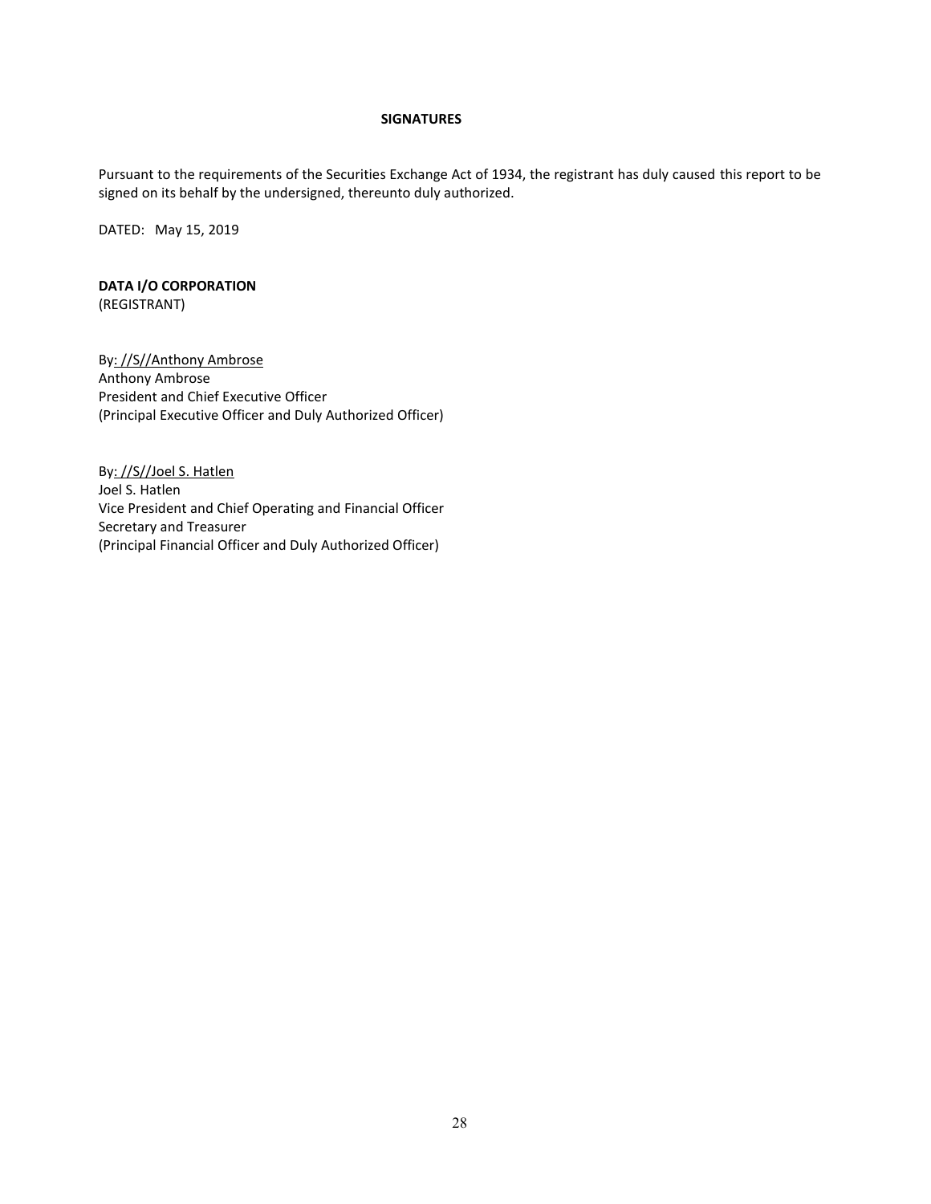## SIGNATURES

Pursuant to the requirements of the Securities Exchange Act of 1934, the registrant has duly caused this report to be signed on its behalf by the undersigned, thereunto duly authorized.

DATED: May 15, 2019

**DATA I/O CORPORATION**
(REGISTRANT)

By: //S//Anthony Ambrose
Anthony Ambrose
President and Chief Executive Officer
(Principal Executive Officer and Duly Authorized Officer)

By: //S//Joel S. Hatlen
Joel S. Hatlen
Vice President and Chief Operating and Financial Officer
Secretary and Treasurer
(Principal Financial Officer and Duly Authorized Officer)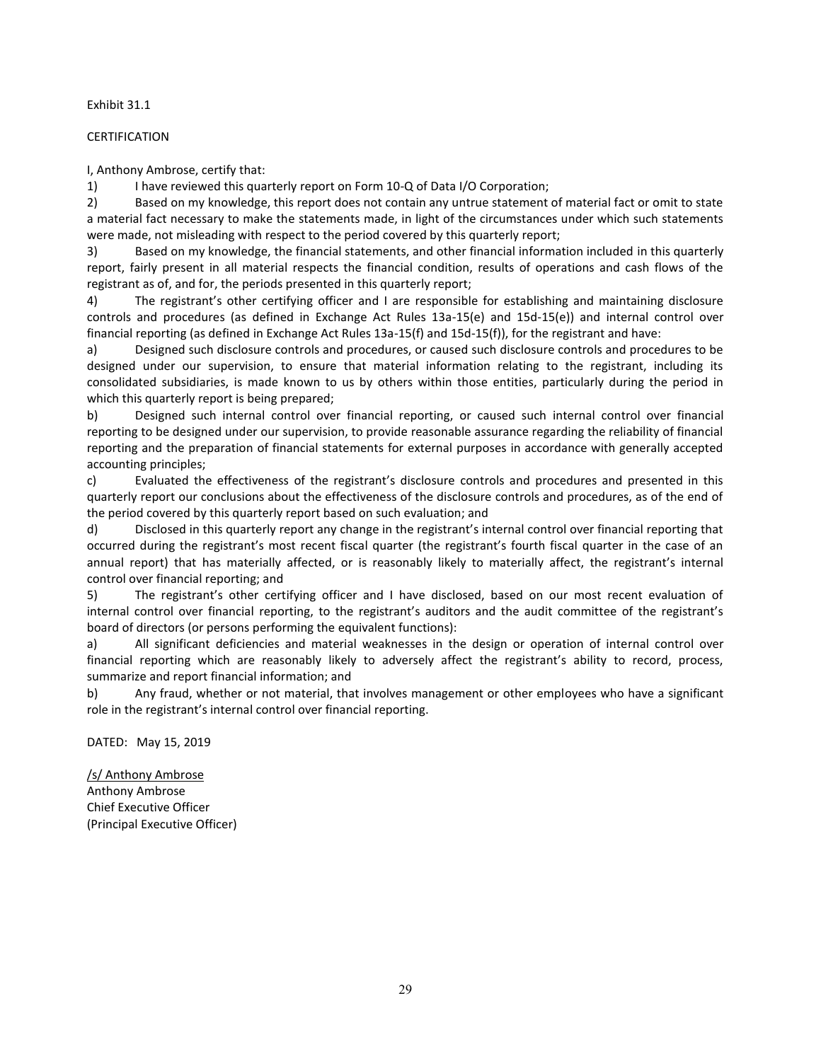Exhibit 31.1

CERTIFICATION

I, Anthony Ambrose, certify that:

1) I have reviewed this quarterly report on Form 10-Q of Data I/O Corporation;

2) Based on my knowledge, this report does not contain any untrue statement of material fact or omit to state a material fact necessary to make the statements made, in light of the circumstances under which such statements were made, not misleading with respect to the period covered by this quarterly report;

3) Based on my knowledge, the financial statements, and other financial information included in this quarterly report, fairly present in all material respects the financial condition, results of operations and cash flows of the registrant as of, and for, the periods presented in this quarterly report;

4) The registrant's other certifying officer and I are responsible for establishing and maintaining disclosure controls and procedures (as defined in Exchange Act Rules 13a-15(e) and 15d-15(e)) and internal control over financial reporting (as defined in Exchange Act Rules 13a-15(f) and 15d-15(f)), for the registrant and have:

a) Designed such disclosure controls and procedures, or caused such disclosure controls and procedures to be designed under our supervision, to ensure that material information relating to the registrant, including its consolidated subsidiaries, is made known to us by others within those entities, particularly during the period in which this quarterly report is being prepared;

b) Designed such internal control over financial reporting, or caused such internal control over financial reporting to be designed under our supervision, to provide reasonable assurance regarding the reliability of financial reporting and the preparation of financial statements for external purposes in accordance with generally accepted accounting principles;

c) Evaluated the effectiveness of the registrant's disclosure controls and procedures and presented in this quarterly report our conclusions about the effectiveness of the disclosure controls and procedures, as of the end of the period covered by this quarterly report based on such evaluation; and

d) Disclosed in this quarterly report any change in the registrant's internal control over financial reporting that occurred during the registrant's most recent fiscal quarter (the registrant's fourth fiscal quarter in the case of an annual report) that has materially affected, or is reasonably likely to materially affect, the registrant's internal control over financial reporting; and

5) The registrant's other certifying officer and I have disclosed, based on our most recent evaluation of internal control over financial reporting, to the registrant's auditors and the audit committee of the registrant's board of directors (or persons performing the equivalent functions):

a) All significant deficiencies and material weaknesses in the design or operation of internal control over financial reporting which are reasonably likely to adversely affect the registrant's ability to record, process, summarize and report financial information; and

b) Any fraud, whether or not material, that involves management or other employees who have a significant role in the registrant's internal control over financial reporting.

DATED: May 15, 2019

/s/ Anthony Ambrose
Anthony Ambrose
Chief Executive Officer
(Principal Executive Officer)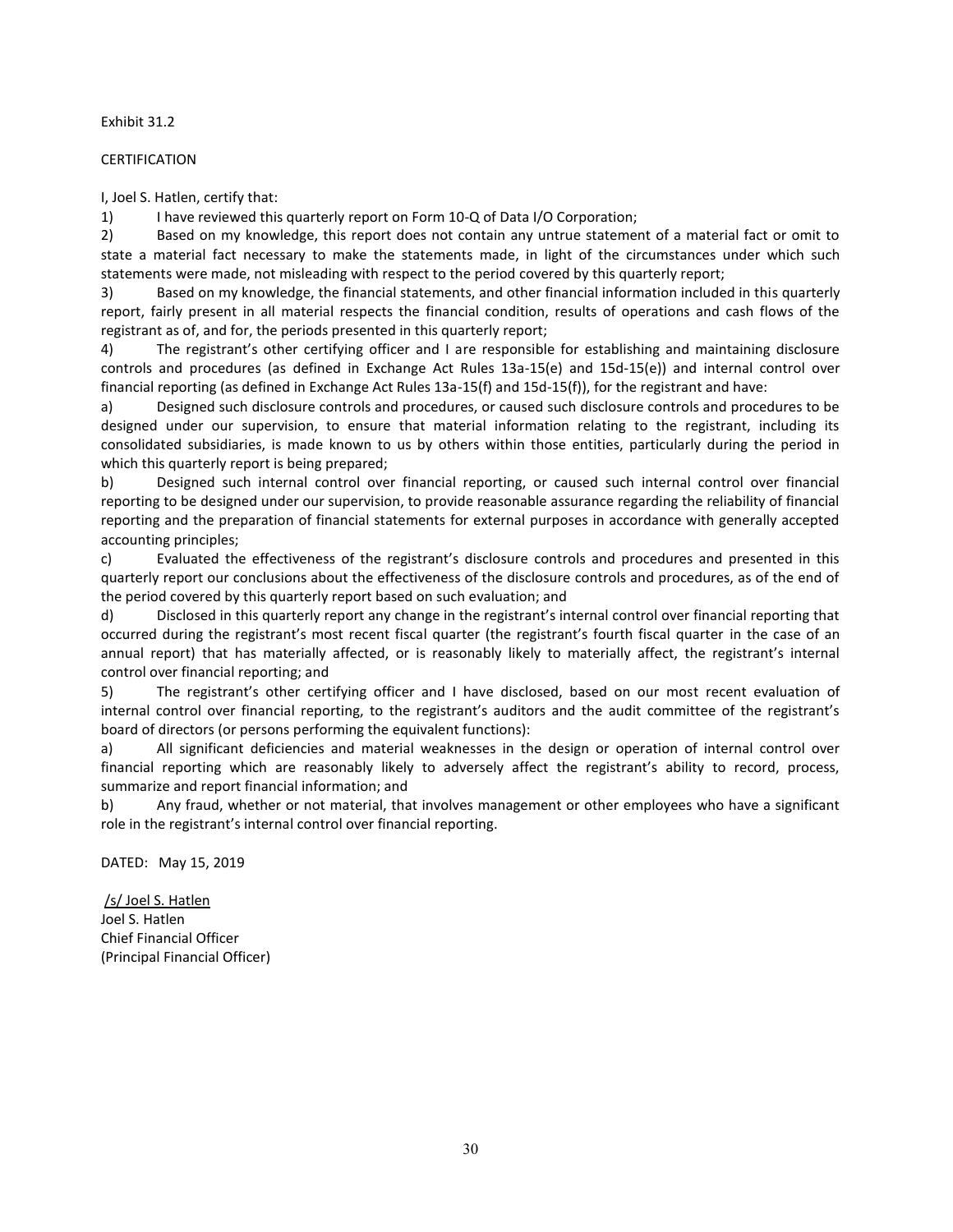Exhibit 31.2

CERTIFICATION

I, Joel S. Hatlen, certify that:

1) I have reviewed this quarterly report on Form 10-Q of Data I/O Corporation;

2) Based on my knowledge, this report does not contain any untrue statement of a material fact or omit to state a material fact necessary to make the statements made, in light of the circumstances under which such statements were made, not misleading with respect to the period covered by this quarterly report;

3) Based on my knowledge, the financial statements, and other financial information included in this quarterly report, fairly present in all material respects the financial condition, results of operations and cash flows of the registrant as of, and for, the periods presented in this quarterly report;

4) The registrant's other certifying officer and I are responsible for establishing and maintaining disclosure controls and procedures (as defined in Exchange Act Rules 13a-15(e) and 15d-15(e)) and internal control over financial reporting (as defined in Exchange Act Rules 13a-15(f) and 15d-15(f)), for the registrant and have:

a) Designed such disclosure controls and procedures, or caused such disclosure controls and procedures to be designed under our supervision, to ensure that material information relating to the registrant, including its consolidated subsidiaries, is made known to us by others within those entities, particularly during the period in which this quarterly report is being prepared;

b) Designed such internal control over financial reporting, or caused such internal control over financial reporting to be designed under our supervision, to provide reasonable assurance regarding the reliability of financial reporting and the preparation of financial statements for external purposes in accordance with generally accepted accounting principles;

c) Evaluated the effectiveness of the registrant's disclosure controls and procedures and presented in this quarterly report our conclusions about the effectiveness of the disclosure controls and procedures, as of the end of the period covered by this quarterly report based on such evaluation; and

d) Disclosed in this quarterly report any change in the registrant's internal control over financial reporting that occurred during the registrant's most recent fiscal quarter (the registrant's fourth fiscal quarter in the case of an annual report) that has materially affected, or is reasonably likely to materially affect, the registrant's internal control over financial reporting; and

5) The registrant's other certifying officer and I have disclosed, based on our most recent evaluation of internal control over financial reporting, to the registrant's auditors and the audit committee of the registrant's board of directors (or persons performing the equivalent functions):

a) All significant deficiencies and material weaknesses in the design or operation of internal control over financial reporting which are reasonably likely to adversely affect the registrant's ability to record, process, summarize and report financial information; and

b) Any fraud, whether or not material, that involves management or other employees who have a significant role in the registrant's internal control over financial reporting.

DATED: May 15, 2019

/s/ Joel S. Hatlen
Joel S. Hatlen
Chief Financial Officer
(Principal Financial Officer)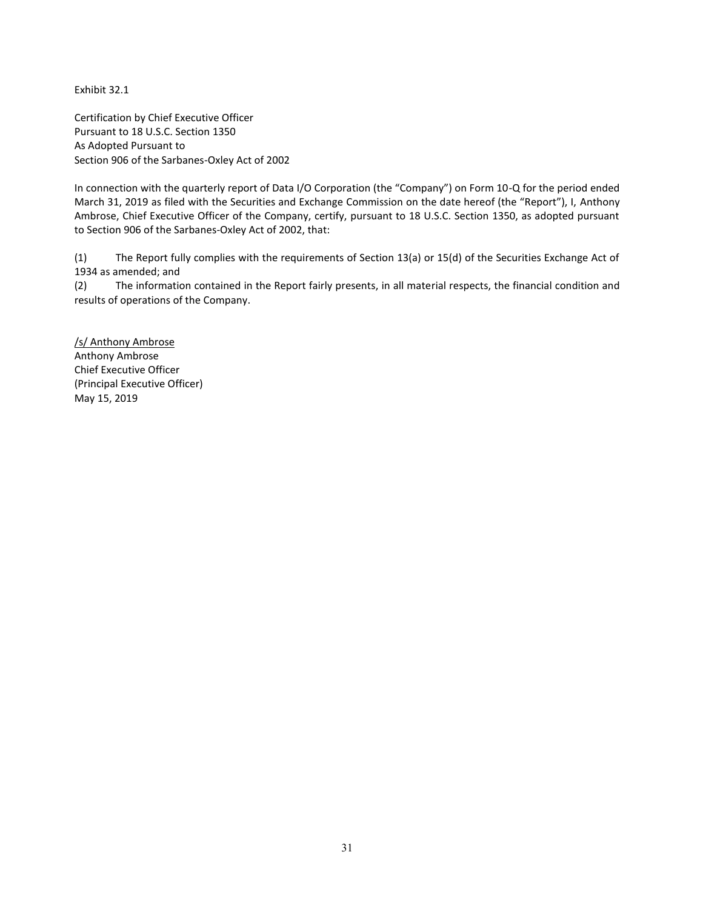Exhibit 32.1

Certification by Chief Executive Officer
Pursuant to 18 U.S.C. Section 1350
As Adopted Pursuant to
Section 906 of the Sarbanes-Oxley Act of 2002

In connection with the quarterly report of Data I/O Corporation (the "Company") on Form 10-Q for the period ended March 31, 2019 as filed with the Securities and Exchange Commission on the date hereof (the "Report"), I, Anthony Ambrose, Chief Executive Officer of the Company, certify, pursuant to 18 U.S.C. Section 1350, as adopted pursuant to Section 906 of the Sarbanes-Oxley Act of 2002, that:

(1) The Report fully complies with the requirements of Section 13(a) or 15(d) of the Securities Exchange Act of 1934 as amended; and

(2) The information contained in the Report fairly presents, in all material respects, the financial condition and results of operations of the Company.

/s/ Anthony Ambrose
Anthony Ambrose
Chief Executive Officer
(Principal Executive Officer)
May 15, 2019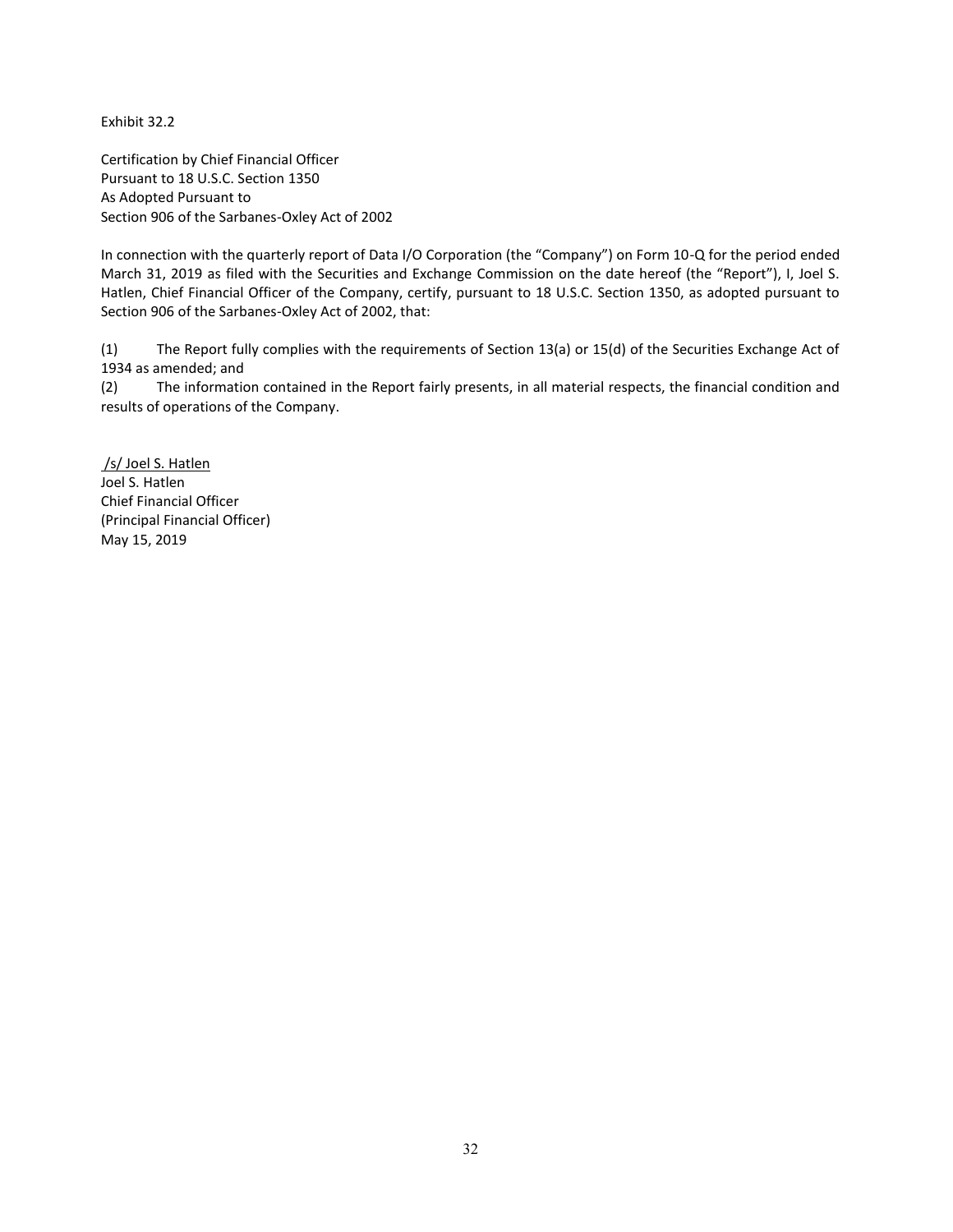Exhibit 32.2

Certification by Chief Financial Officer
Pursuant to 18 U.S.C. Section 1350
As Adopted Pursuant to
Section 906 of the Sarbanes-Oxley Act of 2002

In connection with the quarterly report of Data I/O Corporation (the "Company") on Form 10-Q for the period ended March 31, 2019 as filed with the Securities and Exchange Commission on the date hereof (the "Report"), I, Joel S. Hatlen, Chief Financial Officer of the Company, certify, pursuant to 18 U.S.C. Section 1350, as adopted pursuant to Section 906 of the Sarbanes-Oxley Act of 2002, that:

(1) The Report fully complies with the requirements of Section 13(a) or 15(d) of the Securities Exchange Act of 1934 as amended; and
(2) The information contained in the Report fairly presents, in all material respects, the financial condition and results of operations of the Company.

/s/ Joel S. Hatlen
Joel S. Hatlen
Chief Financial Officer
(Principal Financial Officer)
May 15, 2019